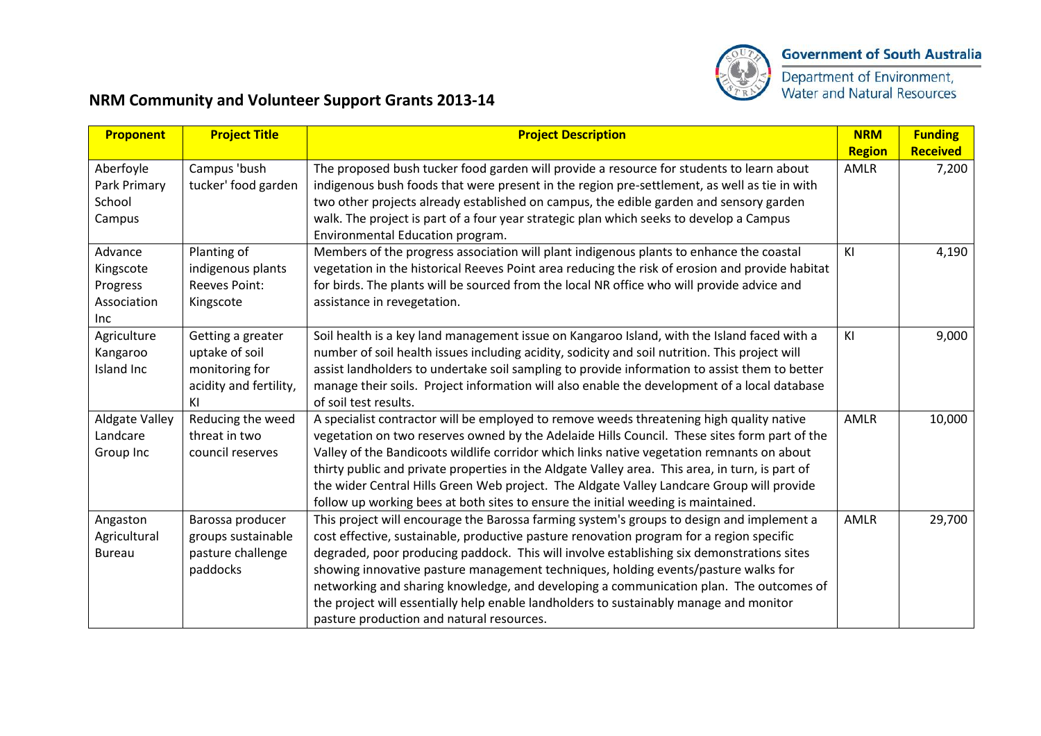Government of South Australia
Department of Environment, Water and Natural Resources

# NRM Community and Volunteer Support Grants 2013-14

| Proponent | Project Title | Project Description | NRM Region | Funding Received |
|---|---|---|---|---|
| Aberfoyle Park Primary School Campus | Campus 'bush tucker' food garden | The proposed bush tucker food garden will provide a resource for students to learn about indigenous bush foods that were present in the region pre-settlement, as well as tie in with two other projects already established on campus, the edible garden and sensory garden walk. The project is part of a four year strategic plan which seeks to develop a Campus Environmental Education program. | AMLR | 7,200 |
| Advance Kingscote Progress Association Inc | Planting of indigenous plants Reeves Point: Kingscote | Members of the progress association will plant indigenous plants to enhance the coastal vegetation in the historical Reeves Point area reducing the risk of erosion and provide habitat for birds. The plants will be sourced from the local NR office who will provide advice and assistance in revegetation. | KI | 4,190 |
| Agriculture Kangaroo Island Inc | Getting a greater uptake of soil monitoring for acidity and fertility, KI | Soil health is a key land management issue on Kangaroo Island, with the Island faced with a number of soil health issues including acidity, sodicity and soil nutrition. This project will assist landholders to undertake soil sampling to provide information to assist them to better manage their soils. Project information will also enable the development of a local database of soil test results. | KI | 9,000 |
| Aldgate Valley Landcare Group Inc | Reducing the weed threat in two council reserves | A specialist contractor will be employed to remove weeds threatening high quality native vegetation on two reserves owned by the Adelaide Hills Council. These sites form part of the Valley of the Bandicoots wildlife corridor which links native vegetation remnants on about thirty public and private properties in the Aldgate Valley area. This area, in turn, is part of the wider Central Hills Green Web project. The Aldgate Valley Landcare Group will provide follow up working bees at both sites to ensure the initial weeding is maintained. | AMLR | 10,000 |
| Angaston Agricultural Bureau | Barossa producer groups sustainable pasture challenge paddocks | This project will encourage the Barossa farming system's groups to design and implement a cost effective, sustainable, productive pasture renovation program for a region specific degraded, poor producing paddock. This will involve establishing six demonstrations sites showing innovative pasture management techniques, holding events/pasture walks for networking and sharing knowledge, and developing a communication plan. The outcomes of the project will essentially help enable landholders to sustainably manage and monitor pasture production and natural resources. | AMLR | 29,700 |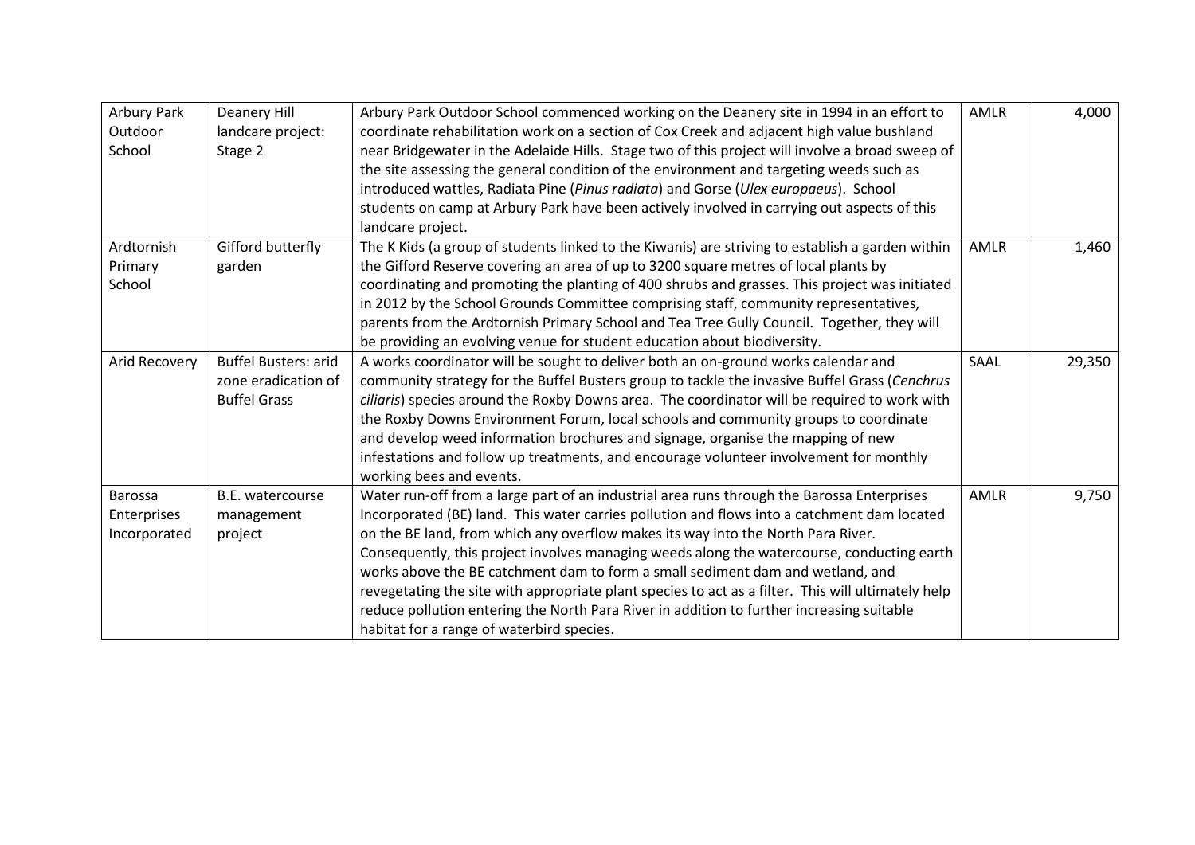| | | | | |
|---|---|---|---|---|
| Arbury Park Outdoor School | Deanery Hill landcare project: Stage 2 | Arbury Park Outdoor School commenced working on the Deanery site in 1994 in an effort to coordinate rehabilitation work on a section of Cox Creek and adjacent high value bushland near Bridgewater in the Adelaide Hills. Stage two of this project will involve a broad sweep of the site assessing the general condition of the environment and targeting weeds such as introduced wattles, Radiata Pine (*Pinus radiata*) and Gorse (*Ulex europaeus*). School students on camp at Arbury Park have been actively involved in carrying out aspects of this landcare project. | AMLR | 4,000 |
| Ardtornish Primary School | Gifford butterfly garden | The K Kids (a group of students linked to the Kiwanis) are striving to establish a garden within the Gifford Reserve covering an area of up to 3200 square metres of local plants by coordinating and promoting the planting of 400 shrubs and grasses. This project was initiated in 2012 by the School Grounds Committee comprising staff, community representatives, parents from the Ardtornish Primary School and Tea Tree Gully Council. Together, they will be providing an evolving venue for student education about biodiversity. | AMLR | 1,460 |
| Arid Recovery | Buffel Busters: arid zone eradication of Buffel Grass | A works coordinator will be sought to deliver both an on-ground works calendar and community strategy for the Buffel Busters group to tackle the invasive Buffel Grass (*Cenchrus ciliaris*) species around the Roxby Downs area. The coordinator will be required to work with the Roxby Downs Environment Forum, local schools and community groups to coordinate and develop weed information brochures and signage, organise the mapping of new infestations and follow up treatments, and encourage volunteer involvement for monthly working bees and events. | SAAL | 29,350 |
| Barossa Enterprises Incorporated | B.E. watercourse management project | Water run-off from a large part of an industrial area runs through the Barossa Enterprises Incorporated (BE) land. This water carries pollution and flows into a catchment dam located on the BE land, from which any overflow makes its way into the North Para River. Consequently, this project involves managing weeds along the watercourse, conducting earth works above the BE catchment dam to form a small sediment dam and wetland, and revegetating the site with appropriate plant species to act as a filter. This will ultimately help reduce pollution entering the North Para River in addition to further increasing suitable habitat for a range of waterbird species. | AMLR | 9,750 |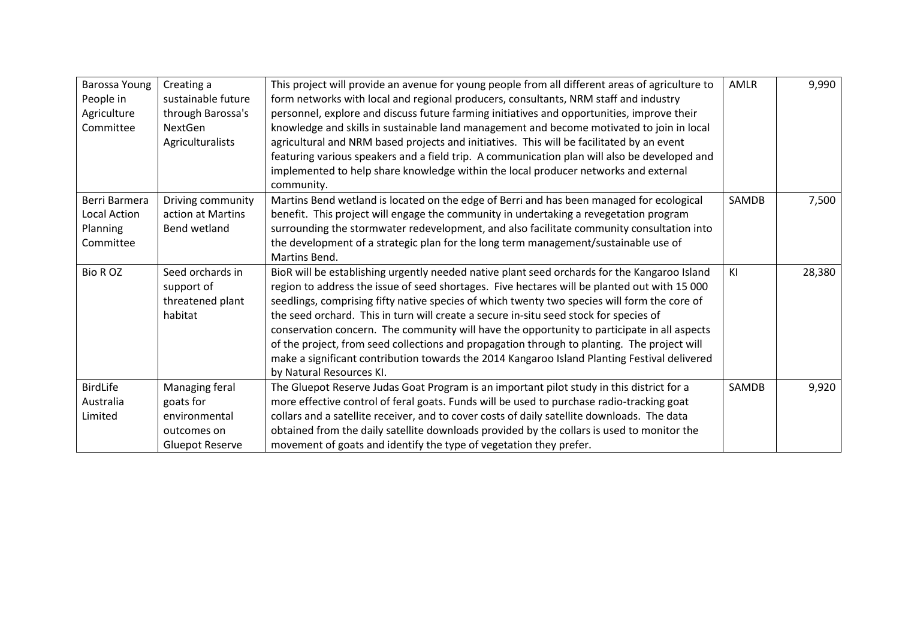| | | | | |
|---|---|---|---|---|
| Barossa Young People in Agriculture Committee | Creating a sustainable future through Barossa's NextGen Agriculturalists | This project will provide an avenue for young people from all different areas of agriculture to form networks with local and regional producers, consultants, NRM staff and industry personnel, explore and discuss future farming initiatives and opportunities, improve their knowledge and skills in sustainable land management and become motivated to join in local agricultural and NRM based projects and initiatives. This will be facilitated by an event featuring various speakers and a field trip. A communication plan will also be developed and implemented to help share knowledge within the local producer networks and external community. | AMLR | 9,990 |
| Berri Barmera Local Action Planning Committee | Driving community action at Martins Bend wetland | Martins Bend wetland is located on the edge of Berri and has been managed for ecological benefit. This project will engage the community in undertaking a revegetation program surrounding the stormwater redevelopment, and also facilitate community consultation into the development of a strategic plan for the long term management/sustainable use of Martins Bend. | SAMDB | 7,500 |
| Bio R OZ | Seed orchards in support of threatened plant habitat | BioR will be establishing urgently needed native plant seed orchards for the Kangaroo Island region to address the issue of seed shortages. Five hectares will be planted out with 15 000 seedlings, comprising fifty native species of which twenty two species will form the core of the seed orchard. This in turn will create a secure in-situ seed stock for species of conservation concern. The community will have the opportunity to participate in all aspects of the project, from seed collections and propagation through to planting. The project will make a significant contribution towards the 2014 Kangaroo Island Planting Festival delivered by Natural Resources KI. | KI | 28,380 |
| BirdLife Australia Limited | Managing feral goats for environmental outcomes on Gluepot Reserve | The Gluepot Reserve Judas Goat Program is an important pilot study in this district for a more effective control of feral goats. Funds will be used to purchase radio-tracking goat collars and a satellite receiver, and to cover costs of daily satellite downloads. The data obtained from the daily satellite downloads provided by the collars is used to monitor the movement of goats and identify the type of vegetation they prefer. | SAMDB | 9,920 |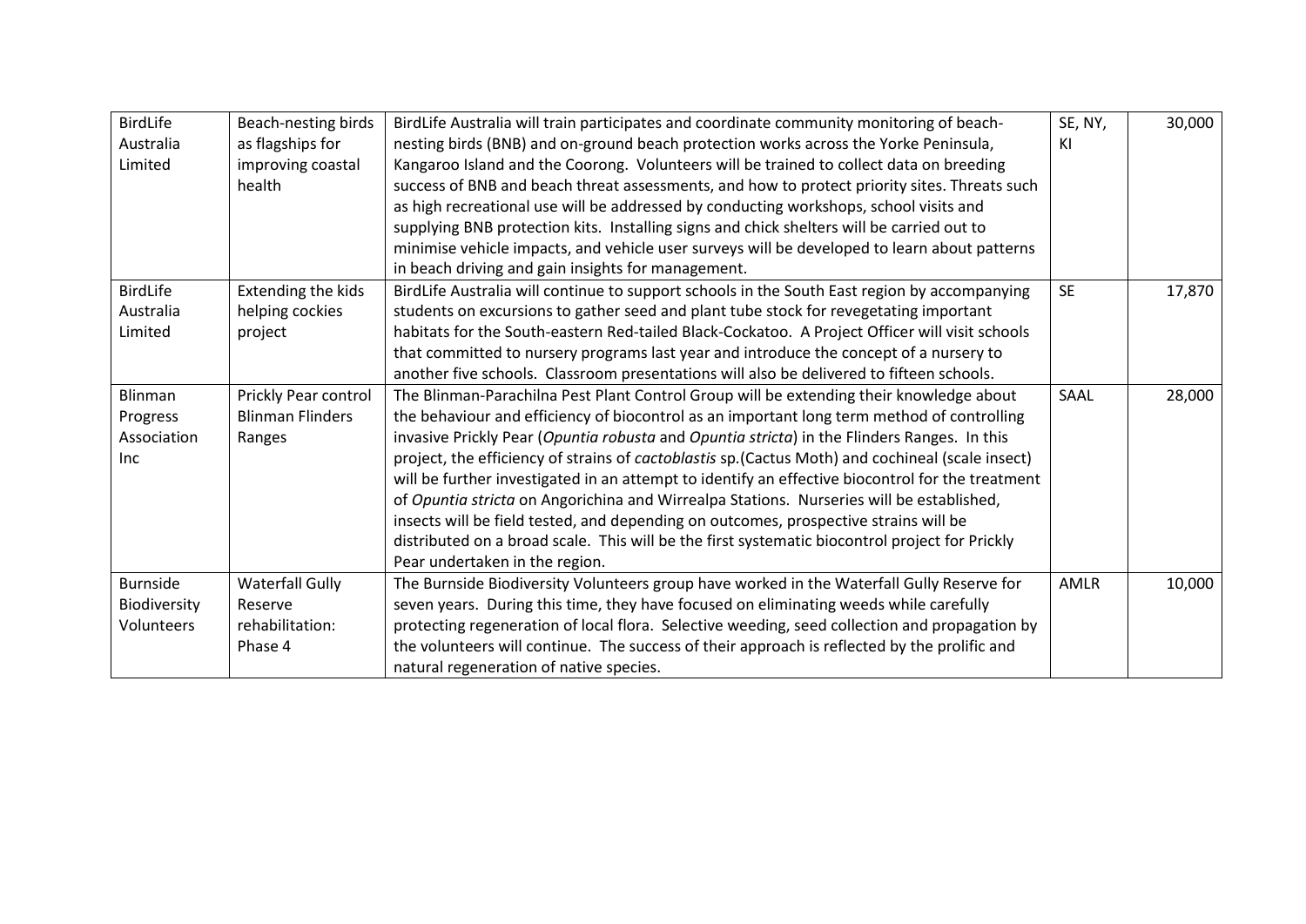| BirdLife Australia Limited | Beach-nesting birds as flagships for improving coastal health | BirdLife Australia will train participates and coordinate community monitoring of beach-nesting birds (BNB) and on-ground beach protection works across the Yorke Peninsula, Kangaroo Island and the Coorong. Volunteers will be trained to collect data on breeding success of BNB and beach threat assessments, and how to protect priority sites. Threats such as high recreational use will be addressed by conducting workshops, school visits and supplying BNB protection kits. Installing signs and chick shelters will be carried out to minimise vehicle impacts, and vehicle user surveys will be developed to learn about patterns in beach driving and gain insights for management. | SE, NY, KI | 30,000 |
|---|---|---|---|---|
| BirdLife Australia Limited | Extending the kids helping cockies project | BirdLife Australia will continue to support schools in the South East region by accompanying students on excursions to gather seed and plant tube stock for revegetating important habitats for the South-eastern Red-tailed Black-Cockatoo. A Project Officer will visit schools that committed to nursery programs last year and introduce the concept of a nursery to another five schools. Classroom presentations will also be delivered to fifteen schools. | SE | 17,870 |
| Blinman Progress Association Inc | Prickly Pear control Blinman Flinders Ranges | The Blinman-Parachilna Pest Plant Control Group will be extending their knowledge about the behaviour and efficiency of biocontrol as an important long term method of controlling invasive Prickly Pear (*Opuntia robusta* and *Opuntia stricta*) in the Flinders Ranges. In this project, the efficiency of strains of *cactoblastis* sp.(Cactus Moth) and cochineal (scale insect) will be further investigated in an attempt to identify an effective biocontrol for the treatment of *Opuntia stricta* on Angorichina and Wirrealpa Stations. Nurseries will be established, insects will be field tested, and depending on outcomes, prospective strains will be distributed on a broad scale. This will be the first systematic biocontrol project for Prickly Pear undertaken in the region. | SAAL | 28,000 |
| Burnside Biodiversity Volunteers | Waterfall Gully Reserve rehabilitation: Phase 4 | The Burnside Biodiversity Volunteers group have worked in the Waterfall Gully Reserve for seven years. During this time, they have focused on eliminating weeds while carefully protecting regeneration of local flora. Selective weeding, seed collection and propagation by the volunteers will continue. The success of their approach is reflected by the prolific and natural regeneration of native species. | AMLR | 10,000 |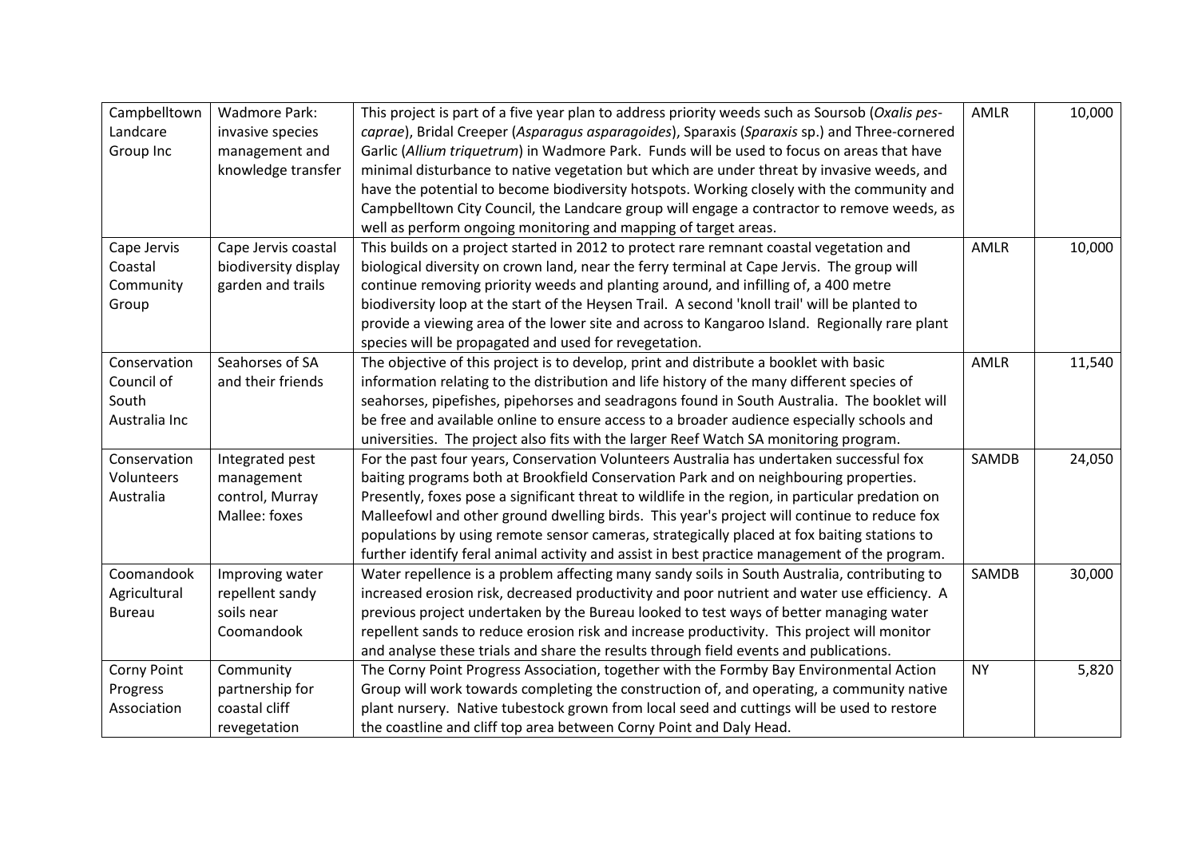| | | | | |
|---|---|---|---|---|
| Campbelltown Landcare Group Inc | Wadmore Park: invasive species management and knowledge transfer | This project is part of a five year plan to address priority weeds such as Soursob (*Oxalis pes-caprae*), Bridal Creeper (*Asparagus asparagoides*), Sparaxis (*Sparaxis* sp.) and Three-cornered Garlic (*Allium triquetrum*) in Wadmore Park. Funds will be used to focus on areas that have minimal disturbance to native vegetation but which are under threat by invasive weeds, and have the potential to become biodiversity hotspots. Working closely with the community and Campbelltown City Council, the Landcare group will engage a contractor to remove weeds, as well as perform ongoing monitoring and mapping of target areas. | AMLR | 10,000 |
| Cape Jervis Coastal Community Group | Cape Jervis coastal biodiversity display garden and trails | This builds on a project started in 2012 to protect rare remnant coastal vegetation and biological diversity on crown land, near the ferry terminal at Cape Jervis. The group will continue removing priority weeds and planting around, and infilling of, a 400 metre biodiversity loop at the start of the Heysen Trail. A second 'knoll trail' will be planted to provide a viewing area of the lower site and across to Kangaroo Island. Regionally rare plant species will be propagated and used for revegetation. | AMLR | 10,000 |
| Conservation Council of South Australia Inc | Seahorses of SA and their friends | The objective of this project is to develop, print and distribute a booklet with basic information relating to the distribution and life history of the many different species of seahorses, pipefishes, pipehorses and seadragons found in South Australia. The booklet will be free and available online to ensure access to a broader audience especially schools and universities. The project also fits with the larger Reef Watch SA monitoring program. | AMLR | 11,540 |
| Conservation Volunteers Australia | Integrated pest management control, Murray Mallee: foxes | For the past four years, Conservation Volunteers Australia has undertaken successful fox baiting programs both at Brookfield Conservation Park and on neighbouring properties. Presently, foxes pose a significant threat to wildlife in the region, in particular predation on Malleefowl and other ground dwelling birds. This year's project will continue to reduce fox populations by using remote sensor cameras, strategically placed at fox baiting stations to further identify feral animal activity and assist in best practice management of the program. | SAMDB | 24,050 |
| Coomandook Agricultural Bureau | Improving water repellent sandy soils near Coomandook | Water repellence is a problem affecting many sandy soils in South Australia, contributing to increased erosion risk, decreased productivity and poor nutrient and water use efficiency. A previous project undertaken by the Bureau looked to test ways of better managing water repellent sands to reduce erosion risk and increase productivity. This project will monitor and analyse these trials and share the results through field events and publications. | SAMDB | 30,000 |
| Corny Point Progress Association | Community partnership for coastal cliff revegetation | The Corny Point Progress Association, together with the Formby Bay Environmental Action Group will work towards completing the construction of, and operating, a community native plant nursery. Native tubestock grown from local seed and cuttings will be used to restore the coastline and cliff top area between Corny Point and Daly Head. | NY | 5,820 |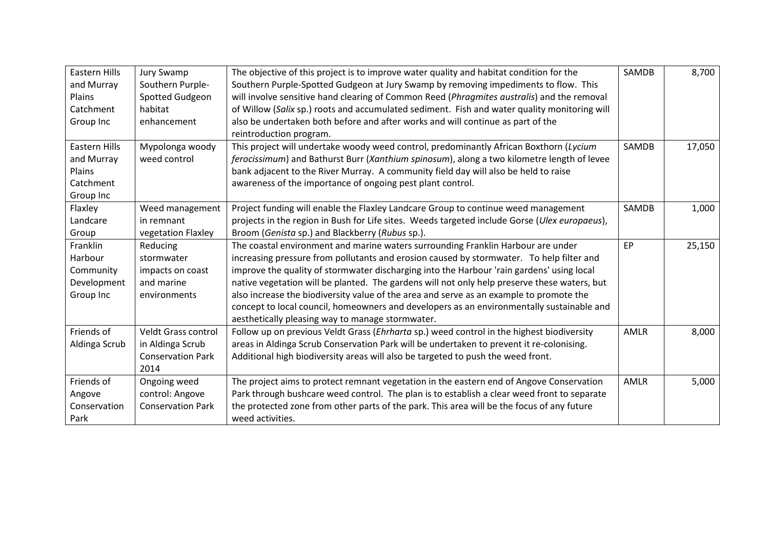| | | | | |
|---|---|---|---|---|
| Eastern Hills and Murray Plains Catchment Group Inc | Jury Swamp Southern Purple-Spotted Gudgeon habitat enhancement | The objective of this project is to improve water quality and habitat condition for the Southern Purple-Spotted Gudgeon at Jury Swamp by removing impediments to flow. This will involve sensitive hand clearing of Common Reed (*Phragmites australis*) and the removal of Willow (*Salix* sp.) roots and accumulated sediment. Fish and water quality monitoring will also be undertaken both before and after works and will continue as part of the reintroduction program. | SAMDB | 8,700 |
| Eastern Hills and Murray Plains Catchment Group Inc | Mypolonga woody weed control | This project will undertake woody weed control, predominantly African Boxthorn (*Lycium ferocissimum*) and Bathurst Burr (*Xanthium spinosum*), along a two kilometre length of levee bank adjacent to the River Murray. A community field day will also be held to raise awareness of the importance of ongoing pest plant control. | SAMDB | 17,050 |
| Flaxley Landcare Group | Weed management in remnant vegetation Flaxley | Project funding will enable the Flaxley Landcare Group to continue weed management projects in the region in Bush for Life sites. Weeds targeted include Gorse (*Ulex europaeus*), Broom (*Genista* sp.) and Blackberry (*Rubus* sp.). | SAMDB | 1,000 |
| Franklin Harbour Community Development Group Inc | Reducing stormwater impacts on coast and marine environments | The coastal environment and marine waters surrounding Franklin Harbour are under increasing pressure from pollutants and erosion caused by stormwater. To help filter and improve the quality of stormwater discharging into the Harbour 'rain gardens' using local native vegetation will be planted. The gardens will not only help preserve these waters, but also increase the biodiversity value of the area and serve as an example to promote the concept to local council, homeowners and developers as an environmentally sustainable and aesthetically pleasing way to manage stormwater. | EP | 25,150 |
| Friends of Aldinga Scrub | Veldt Grass control in Aldinga Scrub Conservation Park 2014 | Follow up on previous Veldt Grass (*Ehrharta* sp.) weed control in the highest biodiversity areas in Aldinga Scrub Conservation Park will be undertaken to prevent it re-colonising. Additional high biodiversity areas will also be targeted to push the weed front. | AMLR | 8,000 |
| Friends of Angove Conservation Park | Ongoing weed control: Angove Conservation Park | The project aims to protect remnant vegetation in the eastern end of Angove Conservation Park through bushcare weed control. The plan is to establish a clear weed front to separate the protected zone from other parts of the park. This area will be the focus of any future weed activities. | AMLR | 5,000 |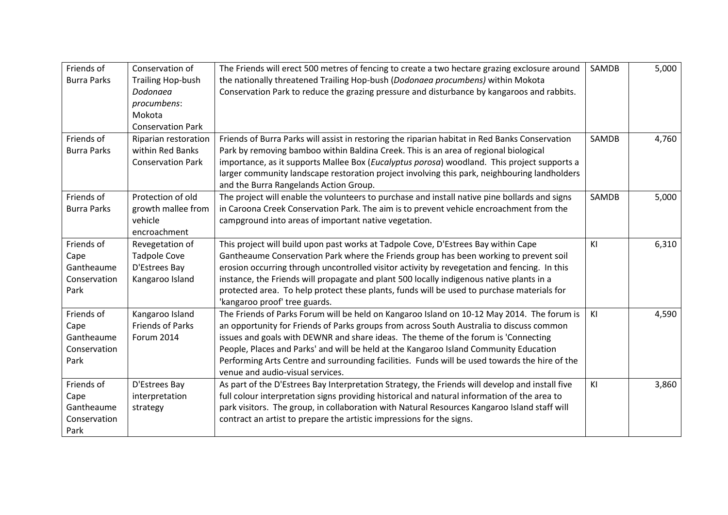| Friends of Burra Parks | Conservation of Trailing Hop-bush *Dodonaea procumbens*: Mokota Conservation Park | The Friends will erect 500 metres of fencing to create a two hectare grazing exclosure around the nationally threatened Trailing Hop-bush (*Dodonaea procumbens)* within Mokota Conservation Park to reduce the grazing pressure and disturbance by kangaroos and rabbits. | SAMDB | 5,000 |
|---|---|---|---|---|
| Friends of Burra Parks | Riparian restoration within Red Banks Conservation Park | Friends of Burra Parks will assist in restoring the riparian habitat in Red Banks Conservation Park by removing bamboo within Baldina Creek. This is an area of regional biological importance, as it supports Mallee Box (*Eucalyptus porosa*) woodland. This project supports a larger community landscape restoration project involving this park, neighbouring landholders and the Burra Rangelands Action Group. | SAMDB | 4,760 |
| Friends of Burra Parks | Protection of old growth mallee from vehicle encroachment | The project will enable the volunteers to purchase and install native pine bollards and signs in Caroona Creek Conservation Park. The aim is to prevent vehicle encroachment from the campground into areas of important native vegetation. | SAMDB | 5,000 |
| Friends of Cape Gantheaume Conservation Park | Revegetation of Tadpole Cove D'Estrees Bay Kangaroo Island | This project will build upon past works at Tadpole Cove, D'Estrees Bay within Cape Gantheaume Conservation Park where the Friends group has been working to prevent soil erosion occurring through uncontrolled visitor activity by revegetation and fencing. In this instance, the Friends will propagate and plant 500 locally indigenous native plants in a protected area. To help protect these plants, funds will be used to purchase materials for 'kangaroo proof' tree guards. | KI | 6,310 |
| Friends of Cape Gantheaume Conservation Park | Kangaroo Island Friends of Parks Forum 2014 | The Friends of Parks Forum will be held on Kangaroo Island on 10-12 May 2014. The forum is an opportunity for Friends of Parks groups from across South Australia to discuss common issues and goals with DEWNR and share ideas. The theme of the forum is 'Connecting People, Places and Parks' and will be held at the Kangaroo Island Community Education Performing Arts Centre and surrounding facilities. Funds will be used towards the hire of the venue and audio-visual services. | KI | 4,590 |
| Friends of Cape Gantheaume Conservation Park | D'Estrees Bay interpretation strategy | As part of the D'Estrees Bay Interpretation Strategy, the Friends will develop and install five full colour interpretation signs providing historical and natural information of the area to park visitors. The group, in collaboration with Natural Resources Kangaroo Island staff will contract an artist to prepare the artistic impressions for the signs. | KI | 3,860 |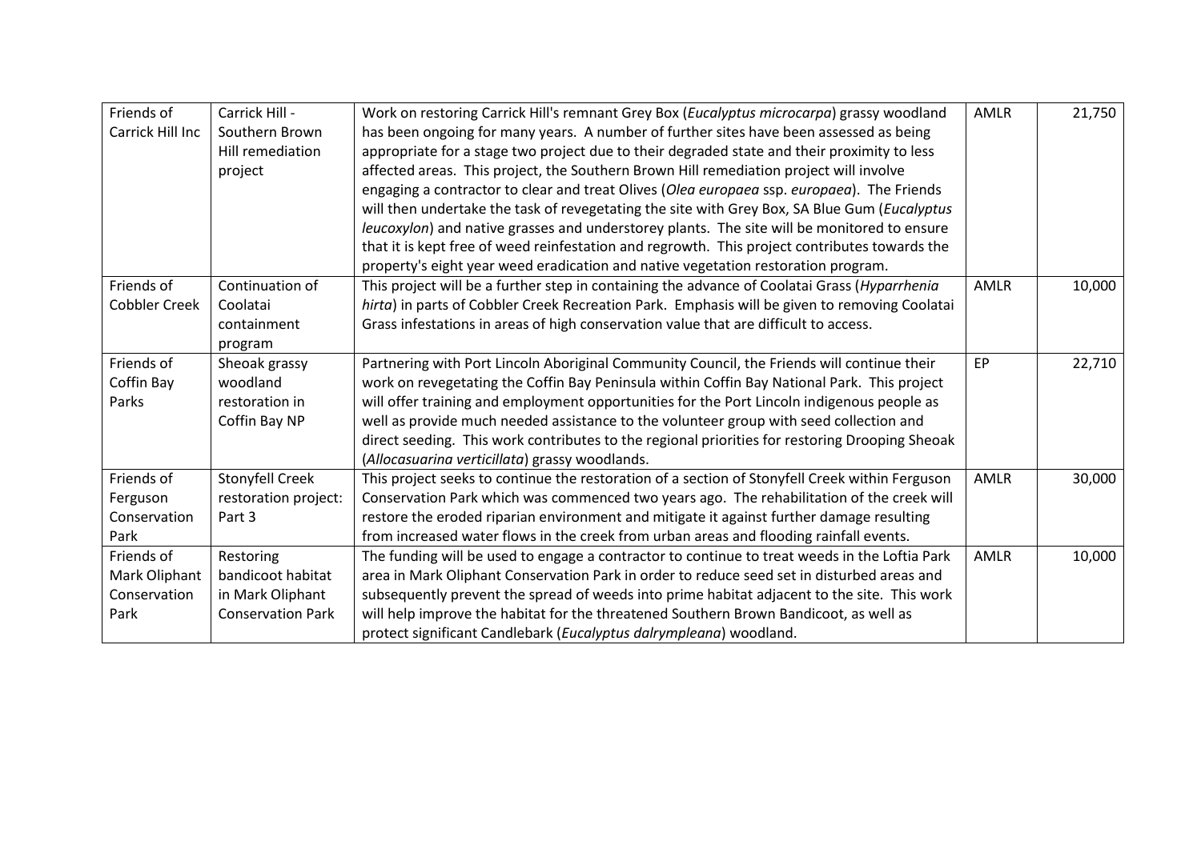| Friends of Carrick Hill Inc | Carrick Hill - Southern Brown Hill remediation project | Work on restoring Carrick Hill's remnant Grey Box (*Eucalyptus microcarpa*) grassy woodland has been ongoing for many years. A number of further sites have been assessed as being appropriate for a stage two project due to their degraded state and their proximity to less affected areas. This project, the Southern Brown Hill remediation project will involve engaging a contractor to clear and treat Olives (*Olea europaea* ssp. *europaea*). The Friends will then undertake the task of revegetating the site with Grey Box, SA Blue Gum (*Eucalyptus leucoxylon*) and native grasses and understorey plants. The site will be monitored to ensure that it is kept free of weed reinfestation and regrowth. This project contributes towards the property's eight year weed eradication and native vegetation restoration program. | AMLR | 21,750 |
|---|---|---|---|---|
| Friends of Cobbler Creek | Continuation of Coolatai containment program | This project will be a further step in containing the advance of Coolatai Grass (*Hyparrhenia hirta*) in parts of Cobbler Creek Recreation Park. Emphasis will be given to removing Coolatai Grass infestations in areas of high conservation value that are difficult to access. | AMLR | 10,000 |
| Friends of Coffin Bay Parks | Sheoak grassy woodland restoration in Coffin Bay NP | Partnering with Port Lincoln Aboriginal Community Council, the Friends will continue their work on revegetating the Coffin Bay Peninsula within Coffin Bay National Park. This project will offer training and employment opportunities for the Port Lincoln indigenous people as well as provide much needed assistance to the volunteer group with seed collection and direct seeding. This work contributes to the regional priorities for restoring Drooping Sheoak (*Allocasuarina verticillata*) grassy woodlands. | EP | 22,710 |
| Friends of Ferguson Conservation Park | Stonyfell Creek restoration project: Part 3 | This project seeks to continue the restoration of a section of Stonyfell Creek within Ferguson Conservation Park which was commenced two years ago. The rehabilitation of the creek will restore the eroded riparian environment and mitigate it against further damage resulting from increased water flows in the creek from urban areas and flooding rainfall events. | AMLR | 30,000 |
| Friends of Mark Oliphant Conservation Park | Restoring bandicoot habitat in Mark Oliphant Conservation Park | The funding will be used to engage a contractor to continue to treat weeds in the Loftia Park area in Mark Oliphant Conservation Park in order to reduce seed set in disturbed areas and subsequently prevent the spread of weeds into prime habitat adjacent to the site. This work will help improve the habitat for the threatened Southern Brown Bandicoot, as well as protect significant Candlebark (*Eucalyptus dalrympleana*) woodland. | AMLR | 10,000 |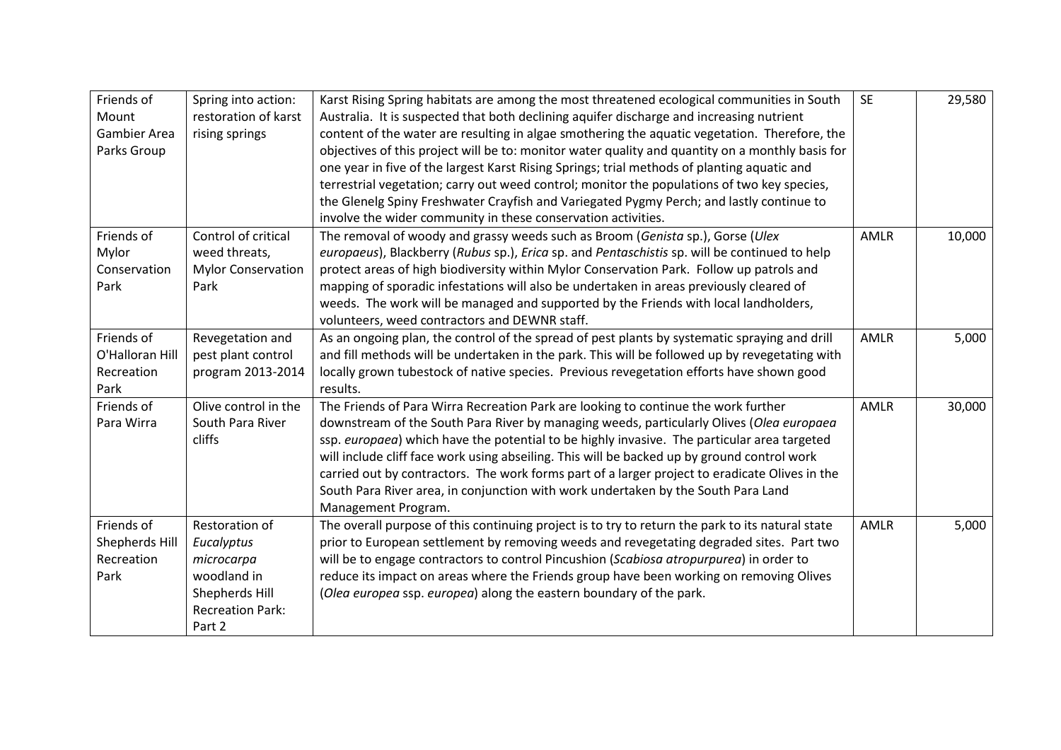| | | | | |
|---|---|---|---|---|
| Friends of Mount Gambier Area Parks Group | Spring into action: restoration of karst rising springs | Karst Rising Spring habitats are among the most threatened ecological communities in South Australia. It is suspected that both declining aquifer discharge and increasing nutrient content of the water are resulting in algae smothering the aquatic vegetation. Therefore, the objectives of this project will be to: monitor water quality and quantity on a monthly basis for one year in five of the largest Karst Rising Springs; trial methods of planting aquatic and terrestrial vegetation; carry out weed control; monitor the populations of two key species, the Glenelg Spiny Freshwater Crayfish and Variegated Pygmy Perch; and lastly continue to involve the wider community in these conservation activities. | SE | 29,580 |
| Friends of Mylor Conservation Park | Control of critical weed threats, Mylor Conservation Park | The removal of woody and grassy weeds such as Broom (*Genista* sp.), Gorse (*Ulex europaeus*), Blackberry (*Rubus* sp.), *Erica* sp. and *Pentaschistis* sp. will be continued to help protect areas of high biodiversity within Mylor Conservation Park. Follow up patrols and mapping of sporadic infestations will also be undertaken in areas previously cleared of weeds. The work will be managed and supported by the Friends with local landholders, volunteers, weed contractors and DEWNR staff. | AMLR | 10,000 |
| Friends of O'Halloran Hill Recreation Park | Revegetation and pest plant control program 2013-2014 | As an ongoing plan, the control of the spread of pest plants by systematic spraying and drill and fill methods will be undertaken in the park. This will be followed up by revegetating with locally grown tubestock of native species. Previous revegetation efforts have shown good results. | AMLR | 5,000 |
| Friends of Para Wirra | Olive control in the South Para River cliffs | The Friends of Para Wirra Recreation Park are looking to continue the work further downstream of the South Para River by managing weeds, particularly Olives (*Olea europaea* ssp. *europaea*) which have the potential to be highly invasive. The particular area targeted will include cliff face work using abseiling. This will be backed up by ground control work carried out by contractors. The work forms part of a larger project to eradicate Olives in the South Para River area, in conjunction with work undertaken by the South Para Land Management Program. | AMLR | 30,000 |
| Friends of Shepherds Hill Recreation Park | Restoration of *Eucalyptus microcarpa* woodland in Shepherds Hill Recreation Park: Part 2 | The overall purpose of this continuing project is to try to return the park to its natural state prior to European settlement by removing weeds and revegetating degraded sites. Part two will be to engage contractors to control Pincushion (*Scabiosa atropurpurea*) in order to reduce its impact on areas where the Friends group have been working on removing Olives (*Olea europea* ssp. *europea*) along the eastern boundary of the park. | AMLR | 5,000 |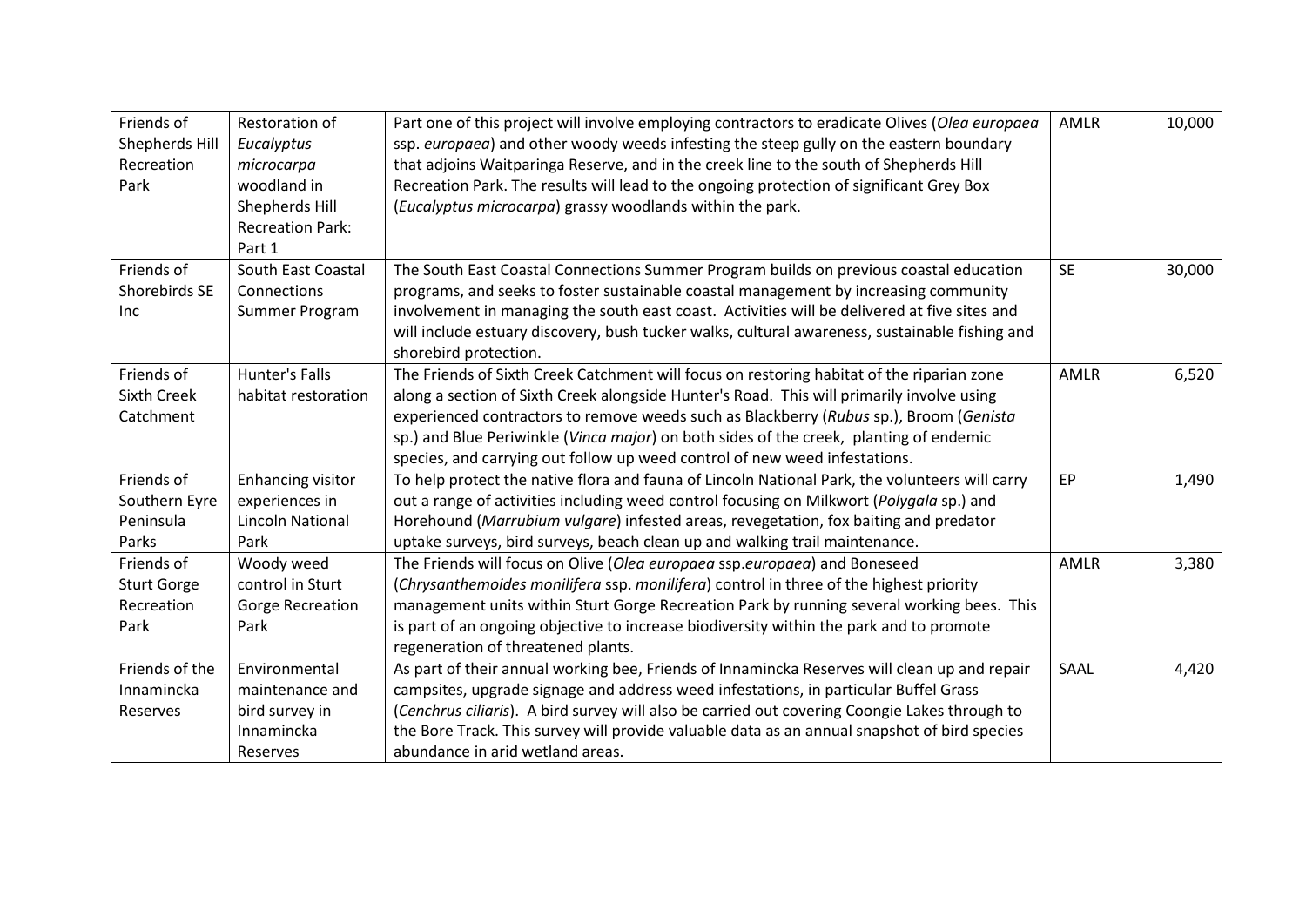| | | | | |
|---|---|---|---|---|
| Friends of Shepherds Hill Recreation Park | Restoration of *Eucalyptus microcarpa* woodland in Shepherds Hill Recreation Park: Part 1 | Part one of this project will involve employing contractors to eradicate Olives (*Olea europaea* ssp. *europaea*) and other woody weeds infesting the steep gully on the eastern boundary that adjoins Waitparinga Reserve, and in the creek line to the south of Shepherds Hill Recreation Park. The results will lead to the ongoing protection of significant Grey Box (*Eucalyptus microcarpa*) grassy woodlands within the park. | AMLR | 10,000 |
| Friends of Shorebirds SE Inc | South East Coastal Connections Summer Program | The South East Coastal Connections Summer Program builds on previous coastal education programs, and seeks to foster sustainable coastal management by increasing community involvement in managing the south east coast. Activities will be delivered at five sites and will include estuary discovery, bush tucker walks, cultural awareness, sustainable fishing and shorebird protection. | SE | 30,000 |
| Friends of Sixth Creek Catchment | Hunter's Falls habitat restoration | The Friends of Sixth Creek Catchment will focus on restoring habitat of the riparian zone along a section of Sixth Creek alongside Hunter's Road. This will primarily involve using experienced contractors to remove weeds such as Blackberry (*Rubus* sp.), Broom (*Genista* sp.) and Blue Periwinkle (*Vinca major*) on both sides of the creek, planting of endemic species, and carrying out follow up weed control of new weed infestations. | AMLR | 6,520 |
| Friends of Southern Eyre Peninsula Parks | Enhancing visitor experiences in Lincoln National Park | To help protect the native flora and fauna of Lincoln National Park, the volunteers will carry out a range of activities including weed control focusing on Milkwort (*Polygala* sp.) and Horehound (*Marrubium vulgare*) infested areas, revegetation, fox baiting and predator uptake surveys, bird surveys, beach clean up and walking trail maintenance. | EP | 1,490 |
| Friends of Sturt Gorge Recreation Park | Woody weed control in Sturt Gorge Recreation Park | The Friends will focus on Olive (*Olea europaea* ssp.*europaea*) and Boneseed (*Chrysanthemoides monilifera* ssp. *monilifera*) control in three of the highest priority management units within Sturt Gorge Recreation Park by running several working bees. This is part of an ongoing objective to increase biodiversity within the park and to promote regeneration of threatened plants. | AMLR | 3,380 |
| Friends of the Innamincka Reserves | Environmental maintenance and bird survey in Innamincka Reserves | As part of their annual working bee, Friends of Innamincka Reserves will clean up and repair campsites, upgrade signage and address weed infestations, in particular Buffel Grass (*Cenchrus ciliaris*). A bird survey will also be carried out covering Coongie Lakes through to the Bore Track. This survey will provide valuable data as an annual snapshot of bird species abundance in arid wetland areas. | SAAL | 4,420 |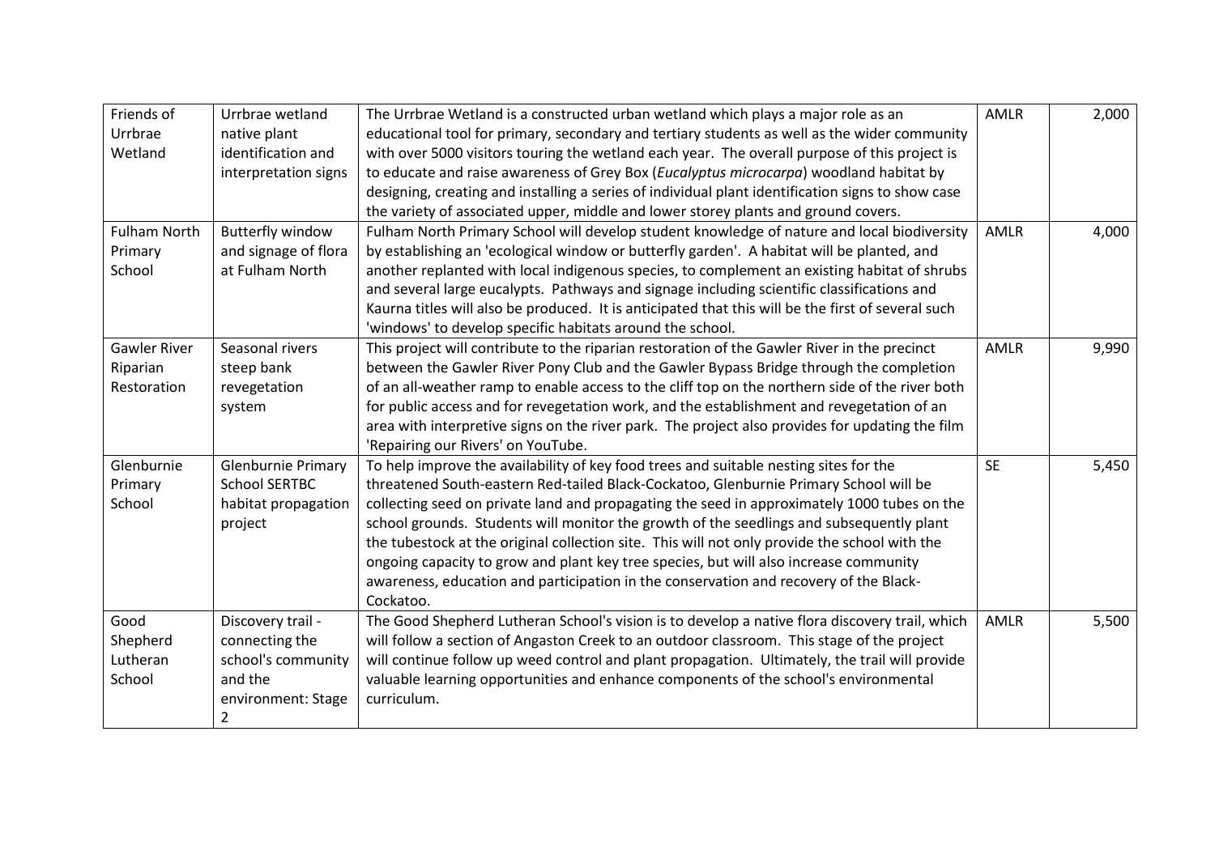| | | | | |
|---|---|---|---|---|
| Friends of Urrbrae Wetland | Urrbrae wetland native plant identification and interpretation signs | The Urrbrae Wetland is a constructed urban wetland which plays a major role as an educational tool for primary, secondary and tertiary students as well as the wider community with over 5000 visitors touring the wetland each year. The overall purpose of this project is to educate and raise awareness of Grey Box (*Eucalyptus microcarpa*) woodland habitat by designing, creating and installing a series of individual plant identification signs to show case the variety of associated upper, middle and lower storey plants and ground covers. | AMLR | 2,000 |
| Fulham North Primary School | Butterfly window and signage of flora at Fulham North | Fulham North Primary School will develop student knowledge of nature and local biodiversity by establishing an 'ecological window or butterfly garden'. A habitat will be planted, and another replanted with local indigenous species, to complement an existing habitat of shrubs and several large eucalypts. Pathways and signage including scientific classifications and Kaurna titles will also be produced. It is anticipated that this will be the first of several such 'windows' to develop specific habitats around the school. | AMLR | 4,000 |
| Gawler River Riparian Restoration | Seasonal rivers steep bank revegetation system | This project will contribute to the riparian restoration of the Gawler River in the precinct between the Gawler River Pony Club and the Gawler Bypass Bridge through the completion of an all-weather ramp to enable access to the cliff top on the northern side of the river both for public access and for revegetation work, and the establishment and revegetation of an area with interpretive signs on the river park. The project also provides for updating the film 'Repairing our Rivers' on YouTube. | AMLR | 9,990 |
| Glenburnie Primary School | Glenburnie Primary School SERTBC habitat propagation project | To help improve the availability of key food trees and suitable nesting sites for the threatened South-eastern Red-tailed Black-Cockatoo, Glenburnie Primary School will be collecting seed on private land and propagating the seed in approximately 1000 tubes on the school grounds. Students will monitor the growth of the seedlings and subsequently plant the tubestock at the original collection site. This will not only provide the school with the ongoing capacity to grow and plant key tree species, but will also increase community awareness, education and participation in the conservation and recovery of the Black-Cockatoo. | SE | 5,450 |
| Good Shepherd Lutheran School | Discovery trail - connecting the school's community and the environment: Stage 2 | The Good Shepherd Lutheran School's vision is to develop a native flora discovery trail, which will follow a section of Angaston Creek to an outdoor classroom. This stage of the project will continue follow up weed control and plant propagation. Ultimately, the trail will provide valuable learning opportunities and enhance components of the school's environmental curriculum. | AMLR | 5,500 |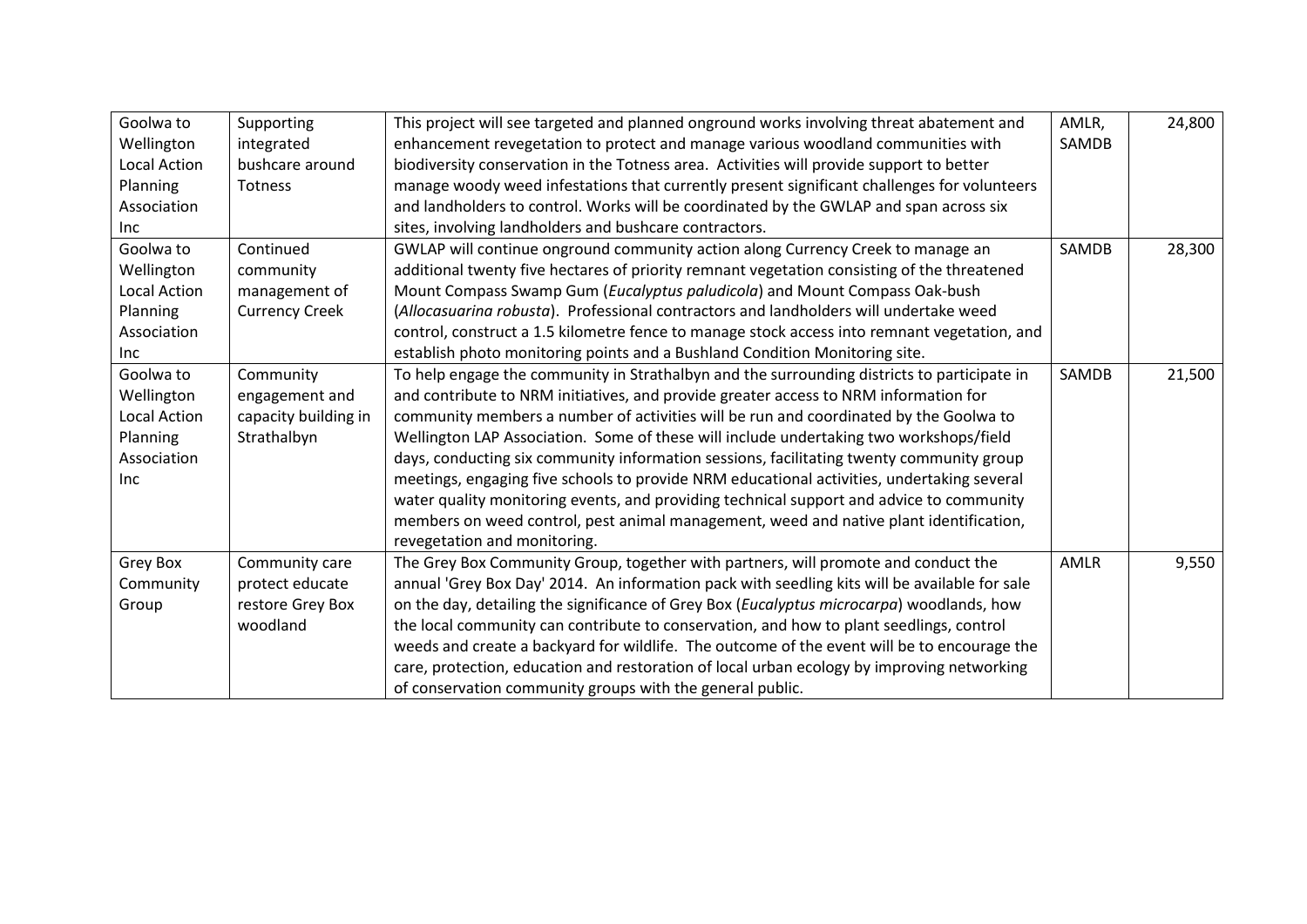| | | | | |
|---|---|---|---|---|
| Goolwa to Wellington Local Action Planning Association Inc | Supporting integrated bushcare around Totness | This project will see targeted and planned onground works involving threat abatement and enhancement revegetation to protect and manage various woodland communities with biodiversity conservation in the Totness area. Activities will provide support to better manage woody weed infestations that currently present significant challenges for volunteers and landholders to control. Works will be coordinated by the GWLAP and span across six sites, involving landholders and bushcare contractors. | AMLR, SAMDB | 24,800 |
| Goolwa to Wellington Local Action Planning Association Inc | Continued community management of Currency Creek | GWLAP will continue onground community action along Currency Creek to manage an additional twenty five hectares of priority remnant vegetation consisting of the threatened Mount Compass Swamp Gum (*Eucalyptus paludicola*) and Mount Compass Oak-bush (*Allocasuarina robusta*). Professional contractors and landholders will undertake weed control, construct a 1.5 kilometre fence to manage stock access into remnant vegetation, and establish photo monitoring points and a Bushland Condition Monitoring site. | SAMDB | 28,300 |
| Goolwa to Wellington Local Action Planning Association Inc | Community engagement and capacity building in Strathalbyn | To help engage the community in Strathalbyn and the surrounding districts to participate in and contribute to NRM initiatives, and provide greater access to NRM information for community members a number of activities will be run and coordinated by the Goolwa to Wellington LAP Association. Some of these will include undertaking two workshops/field days, conducting six community information sessions, facilitating twenty community group meetings, engaging five schools to provide NRM educational activities, undertaking several water quality monitoring events, and providing technical support and advice to community members on weed control, pest animal management, weed and native plant identification, revegetation and monitoring. | SAMDB | 21,500 |
| Grey Box Community Group | Community care protect educate restore Grey Box woodland | The Grey Box Community Group, together with partners, will promote and conduct the annual 'Grey Box Day' 2014. An information pack with seedling kits will be available for sale on the day, detailing the significance of Grey Box (*Eucalyptus microcarpa*) woodlands, how the local community can contribute to conservation, and how to plant seedlings, control weeds and create a backyard for wildlife. The outcome of the event will be to encourage the care, protection, education and restoration of local urban ecology by improving networking of conservation community groups with the general public. | AMLR | 9,550 |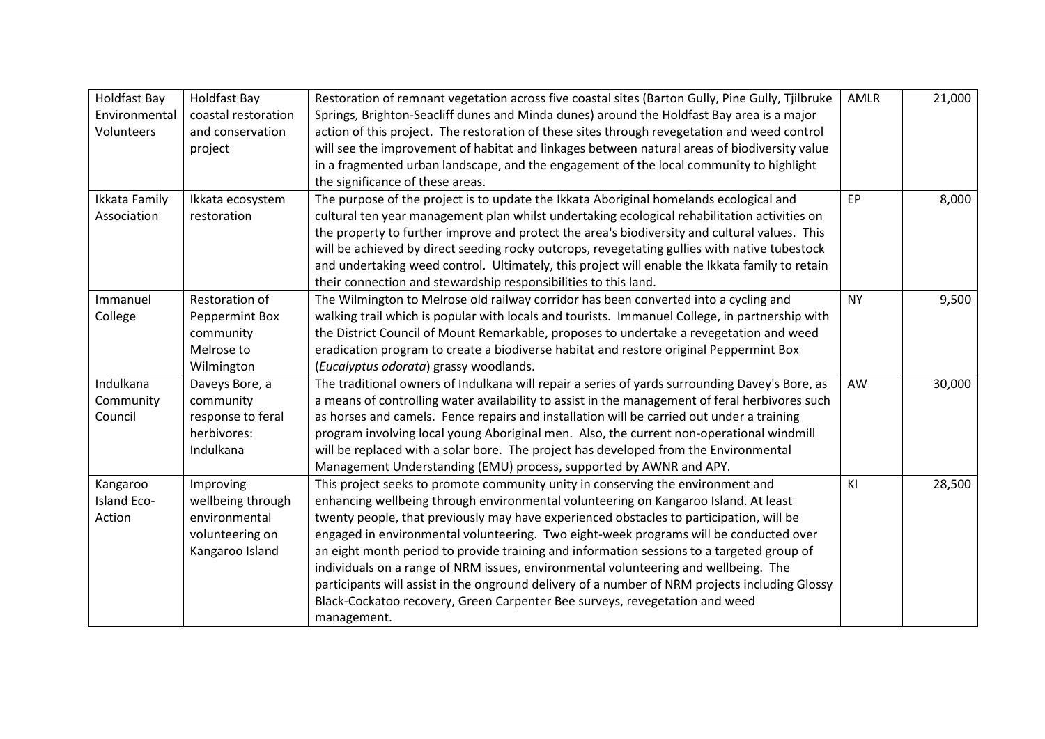| Holdfast Bay Environmental Volunteers | Holdfast Bay coastal restoration and conservation project | Restoration of remnant vegetation across five coastal sites (Barton Gully, Pine Gully, Tjilbruke Springs, Brighton-Seacliff dunes and Minda dunes) around the Holdfast Bay area is a major action of this project. The restoration of these sites through revegetation and weed control will see the improvement of habitat and linkages between natural areas of biodiversity value in a fragmented urban landscape, and the engagement of the local community to highlight the significance of these areas. | AMLR | 21,000 |
|---|---|---|---|---|
| Ikkata Family Association | Ikkata ecosystem restoration | The purpose of the project is to update the Ikkata Aboriginal homelands ecological and cultural ten year management plan whilst undertaking ecological rehabilitation activities on the property to further improve and protect the area's biodiversity and cultural values. This will be achieved by direct seeding rocky outcrops, revegetating gullies with native tubestock and undertaking weed control. Ultimately, this project will enable the Ikkata family to retain their connection and stewardship responsibilities to this land. | EP | 8,000 |
| Immanuel College | Restoration of Peppermint Box community Melrose to Wilmington | The Wilmington to Melrose old railway corridor has been converted into a cycling and walking trail which is popular with locals and tourists. Immanuel College, in partnership with the District Council of Mount Remarkable, proposes to undertake a revegetation and weed eradication program to create a biodiverse habitat and restore original Peppermint Box (*Eucalyptus odorata*) grassy woodlands. | NY | 9,500 |
| Indulkana Community Council | Daveys Bore, a community response to feral herbivores: Indulkana | The traditional owners of Indulkana will repair a series of yards surrounding Davey's Bore, as a means of controlling water availability to assist in the management of feral herbivores such as horses and camels. Fence repairs and installation will be carried out under a training program involving local young Aboriginal men. Also, the current non-operational windmill will be replaced with a solar bore. The project has developed from the Environmental Management Understanding (EMU) process, supported by AWNR and APY. | AW | 30,000 |
| Kangaroo Island Eco-Action | Improving wellbeing through environmental volunteering on Kangaroo Island | This project seeks to promote community unity in conserving the environment and enhancing wellbeing through environmental volunteering on Kangaroo Island. At least twenty people, that previously may have experienced obstacles to participation, will be engaged in environmental volunteering. Two eight-week programs will be conducted over an eight month period to provide training and information sessions to a targeted group of individuals on a range of NRM issues, environmental volunteering and wellbeing. The participants will assist in the onground delivery of a number of NRM projects including Glossy Black-Cockatoo recovery, Green Carpenter Bee surveys, revegetation and weed management. | KI | 28,500 |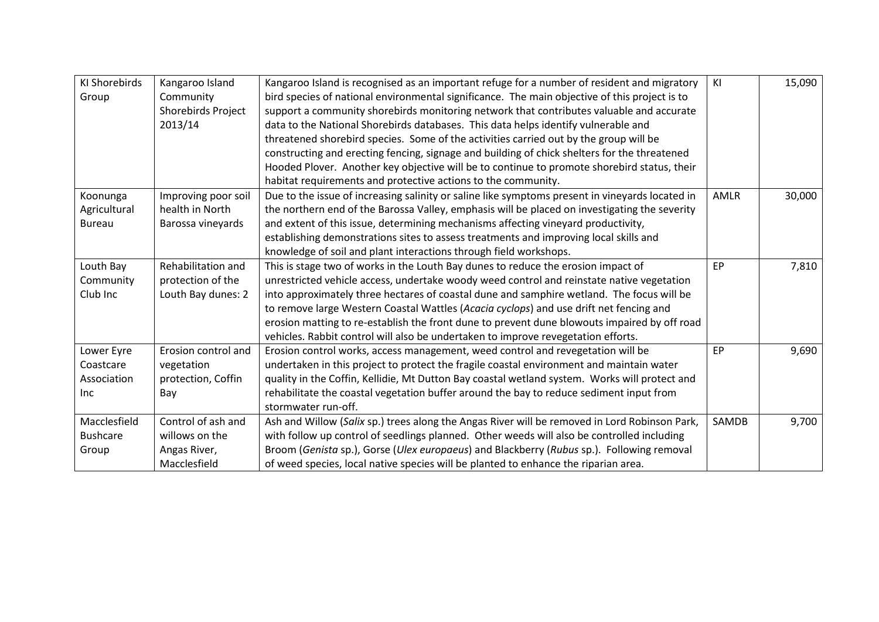| KI Shorebirds Group | Kangaroo Island Community Shorebirds Project 2013/14 | Kangaroo Island is recognised as an important refuge for a number of resident and migratory bird species of national environmental significance. The main objective of this project is to support a community shorebirds monitoring network that contributes valuable and accurate data to the National Shorebirds databases. This data helps identify vulnerable and threatened shorebird species. Some of the activities carried out by the group will be constructing and erecting fencing, signage and building of chick shelters for the threatened Hooded Plover. Another key objective will be to continue to promote shorebird status, their habitat requirements and protective actions to the community. | KI | 15,090 |
|---|---|---|---|---|
| Koonunga Agricultural Bureau | Improving poor soil health in North Barossa vineyards | Due to the issue of increasing salinity or saline like symptoms present in vineyards located in the northern end of the Barossa Valley, emphasis will be placed on investigating the severity and extent of this issue, determining mechanisms affecting vineyard productivity, establishing demonstrations sites to assess treatments and improving local skills and knowledge of soil and plant interactions through field workshops. | AMLR | 30,000 |
| Louth Bay Community Club Inc | Rehabilitation and protection of the Louth Bay dunes: 2 | This is stage two of works in the Louth Bay dunes to reduce the erosion impact of unrestricted vehicle access, undertake woody weed control and reinstate native vegetation into approximately three hectares of coastal dune and samphire wetland. The focus will be to remove large Western Coastal Wattles (*Acacia cyclops*) and use drift net fencing and erosion matting to re-establish the front dune to prevent dune blowouts impaired by off road vehicles. Rabbit control will also be undertaken to improve revegetation efforts. | EP | 7,810 |
| Lower Eyre Coastcare Association Inc | Erosion control and vegetation protection, Coffin Bay | Erosion control works, access management, weed control and revegetation will be undertaken in this project to protect the fragile coastal environment and maintain water quality in the Coffin, Kellidie, Mt Dutton Bay coastal wetland system. Works will protect and rehabilitate the coastal vegetation buffer around the bay to reduce sediment input from stormwater run-off. | EP | 9,690 |
| Macclesfield Bushcare Group | Control of ash and willows on the Angas River, Macclesfield | Ash and Willow (*Salix* sp.) trees along the Angas River will be removed in Lord Robinson Park, with follow up control of seedlings planned. Other weeds will also be controlled including Broom (*Genista* sp.), Gorse (*Ulex europaeus*) and Blackberry (*Rubus* sp.). Following removal of weed species, local native species will be planted to enhance the riparian area. | SAMDB | 9,700 |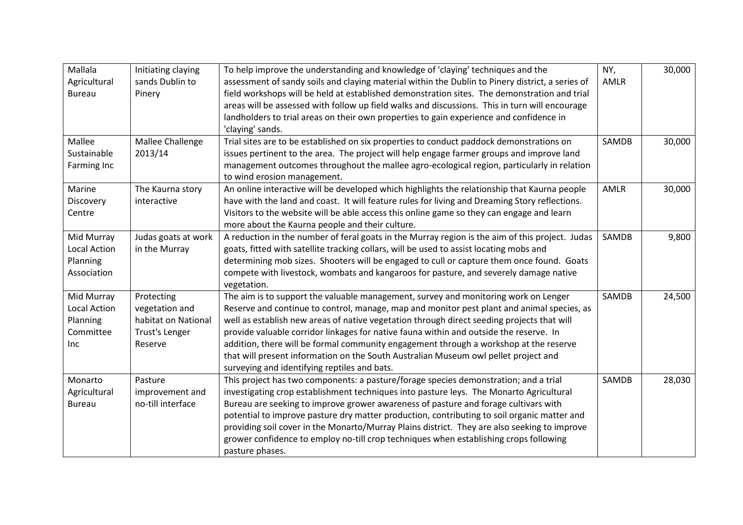| | | | | |
|---|---|---|---|---|
| Mallala Agricultural Bureau | Initiating claying sands Dublin to Pinery | To help improve the understanding and knowledge of 'claying' techniques and the assessment of sandy soils and claying material within the Dublin to Pinery district, a series of field workshops will be held at established demonstration sites. The demonstration and trial areas will be assessed with follow up field walks and discussions. This in turn will encourage landholders to trial areas on their own properties to gain experience and confidence in 'claying' sands. | NY, AMLR | 30,000 |
| Mallee Sustainable Farming Inc | Mallee Challenge 2013/14 | Trial sites are to be established on six properties to conduct paddock demonstrations on issues pertinent to the area. The project will help engage farmer groups and improve land management outcomes throughout the mallee agro-ecological region, particularly in relation to wind erosion management. | SAMDB | 30,000 |
| Marine Discovery Centre | The Kaurna story interactive | An online interactive will be developed which highlights the relationship that Kaurna people have with the land and coast. It will feature rules for living and Dreaming Story reflections. Visitors to the website will be able access this online game so they can engage and learn more about the Kaurna people and their culture. | AMLR | 30,000 |
| Mid Murray Local Action Planning Association | Judas goats at work in the Murray | A reduction in the number of feral goats in the Murray region is the aim of this project. Judas goats, fitted with satellite tracking collars, will be used to assist locating mobs and determining mob sizes. Shooters will be engaged to cull or capture them once found. Goats compete with livestock, wombats and kangaroos for pasture, and severely damage native vegetation. | SAMDB | 9,800 |
| Mid Murray Local Action Planning Committee Inc | Protecting vegetation and habitat on National Trust's Lenger Reserve | The aim is to support the valuable management, survey and monitoring work on Lenger Reserve and continue to control, manage, map and monitor pest plant and animal species, as well as establish new areas of native vegetation through direct seeding projects that will provide valuable corridor linkages for native fauna within and outside the reserve. In addition, there will be formal community engagement through a workshop at the reserve that will present information on the South Australian Museum owl pellet project and surveying and identifying reptiles and bats. | SAMDB | 24,500 |
| Monarto Agricultural Bureau | Pasture improvement and no-till interface | This project has two components: a pasture/forage species demonstration; and a trial investigating crop establishment techniques into pasture leys. The Monarto Agricultural Bureau are seeking to improve grower awareness of pasture and forage cultivars with potential to improve pasture dry matter production, contributing to soil organic matter and providing soil cover in the Monarto/Murray Plains district. They are also seeking to improve grower confidence to employ no-till crop techniques when establishing crops following pasture phases. | SAMDB | 28,030 |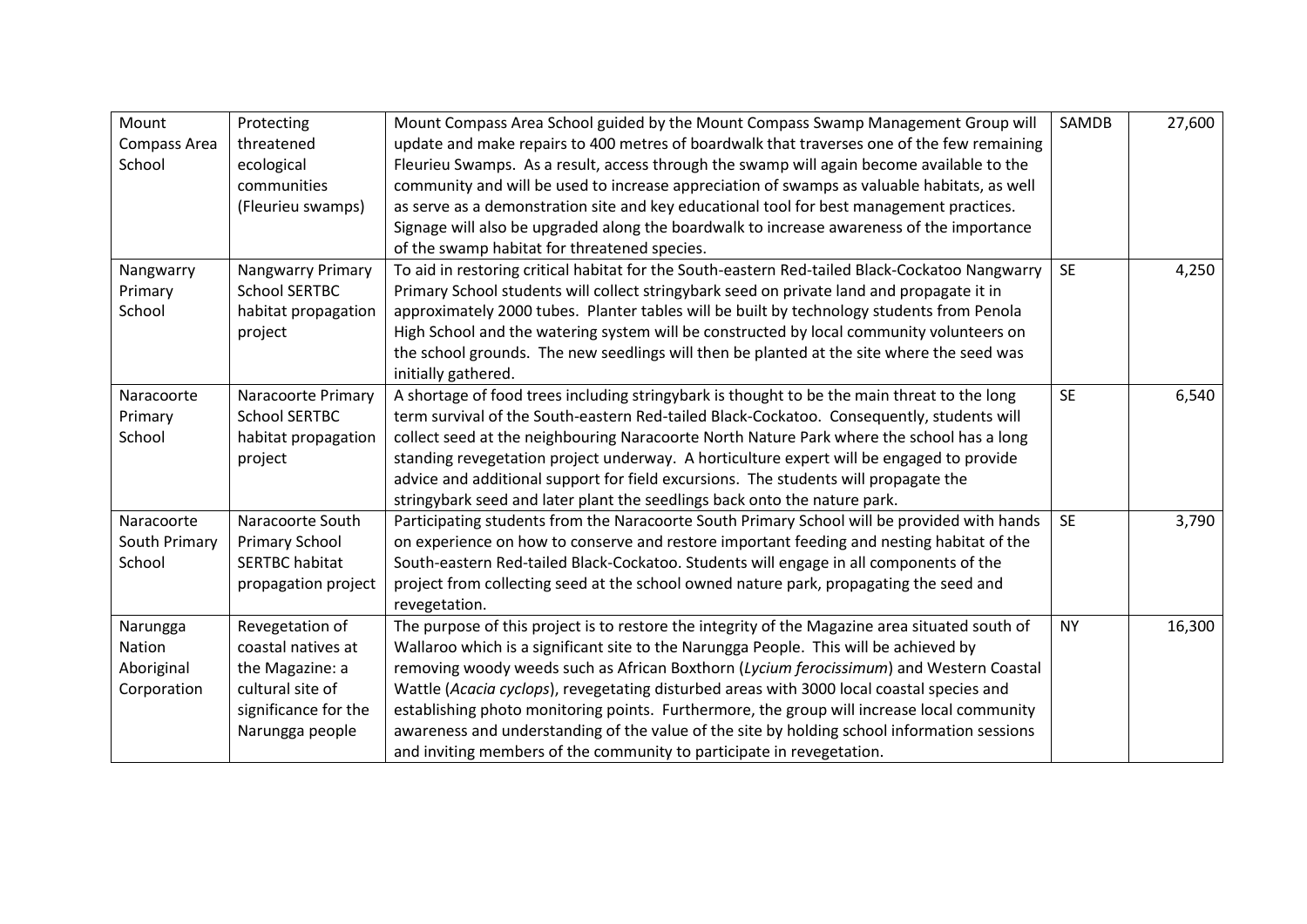| | | | | |
|---|---|---|---|---|
| Mount Compass Area School | Protecting threatened ecological communities (Fleurieu swamps) | Mount Compass Area School guided by the Mount Compass Swamp Management Group will update and make repairs to 400 metres of boardwalk that traverses one of the few remaining Fleurieu Swamps. As a result, access through the swamp will again become available to the community and will be used to increase appreciation of swamps as valuable habitats, as well as serve as a demonstration site and key educational tool for best management practices. Signage will also be upgraded along the boardwalk to increase awareness of the importance of the swamp habitat for threatened species. | SAMDB | 27,600 |
| Nangwarry Primary School | Nangwarry Primary School SERTBC habitat propagation project | To aid in restoring critical habitat for the South-eastern Red-tailed Black-Cockatoo Nangwarry Primary School students will collect stringybark seed on private land and propagate it in approximately 2000 tubes. Planter tables will be built by technology students from Penola High School and the watering system will be constructed by local community volunteers on the school grounds. The new seedlings will then be planted at the site where the seed was initially gathered. | SE | 4,250 |
| Naracoorte Primary School | Naracoorte Primary School SERTBC habitat propagation project | A shortage of food trees including stringybark is thought to be the main threat to the long term survival of the South-eastern Red-tailed Black-Cockatoo. Consequently, students will collect seed at the neighbouring Naracoorte North Nature Park where the school has a long standing revegetation project underway. A horticulture expert will be engaged to provide advice and additional support for field excursions. The students will propagate the stringybark seed and later plant the seedlings back onto the nature park. | SE | 6,540 |
| Naracoorte South Primary School | Naracoorte South Primary School SERTBC habitat propagation project | Participating students from the Naracoorte South Primary School will be provided with hands on experience on how to conserve and restore important feeding and nesting habitat of the South-eastern Red-tailed Black-Cockatoo. Students will engage in all components of the project from collecting seed at the school owned nature park, propagating the seed and revegetation. | SE | 3,790 |
| Narungga Nation Aboriginal Corporation | Revegetation of coastal natives at the Magazine: a cultural site of significance for the Narungga people | The purpose of this project is to restore the integrity of the Magazine area situated south of Wallaroo which is a significant site to the Narungga People. This will be achieved by removing woody weeds such as African Boxthorn (*Lycium ferocissimum*) and Western Coastal Wattle (*Acacia cyclops*), revegetating disturbed areas with 3000 local coastal species and establishing photo monitoring points. Furthermore, the group will increase local community awareness and understanding of the value of the site by holding school information sessions and inviting members of the community to participate in revegetation. | NY | 16,300 |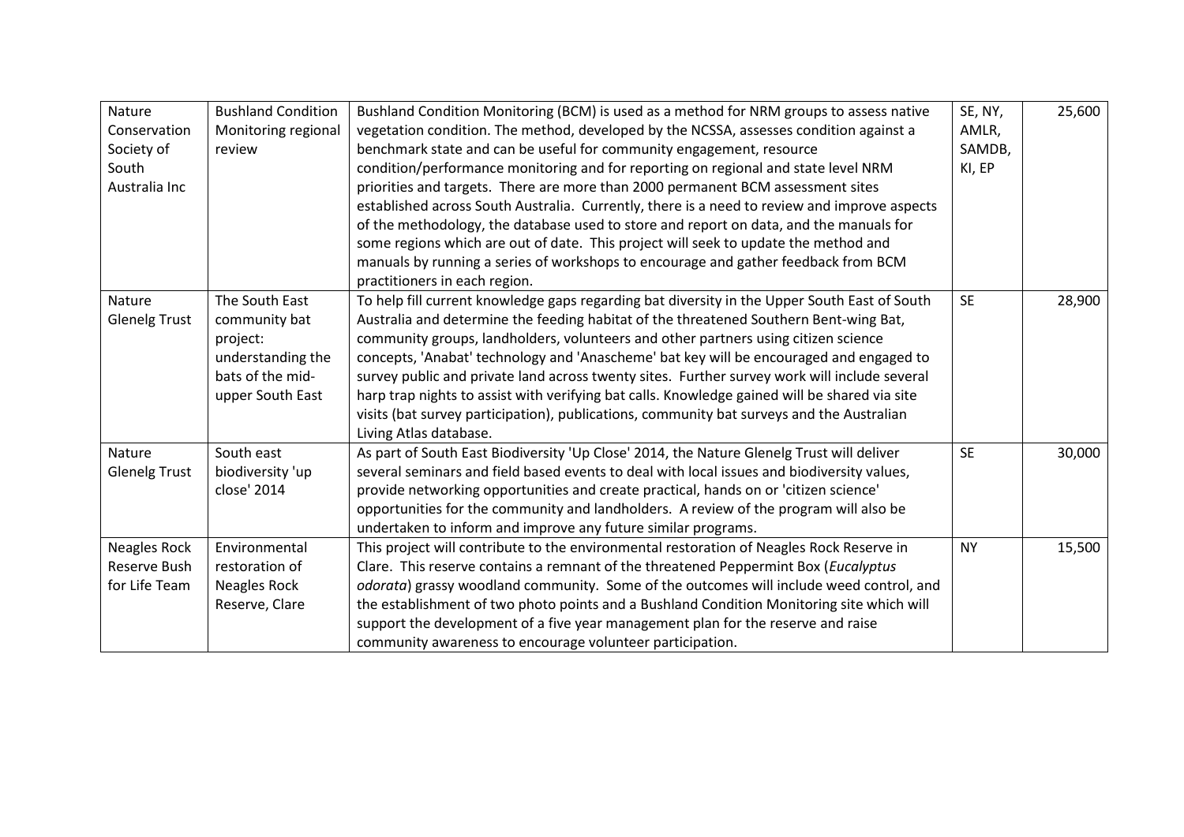| Nature Conservation Society of South Australia Inc | Bushland Condition Monitoring regional review | Bushland Condition Monitoring (BCM) is used as a method for NRM groups to assess native vegetation condition. The method, developed by the NCSSA, assesses condition against a benchmark state and can be useful for community engagement, resource condition/performance monitoring and for reporting on regional and state level NRM priorities and targets. There are more than 2000 permanent BCM assessment sites established across South Australia. Currently, there is a need to review and improve aspects of the methodology, the database used to store and report on data, and the manuals for some regions which are out of date. This project will seek to update the method and manuals by running a series of workshops to encourage and gather feedback from BCM practitioners in each region. | SE, NY, AMLR, SAMDB, KI, EP | 25,600 |
|---|---|---|---|---|
| Nature Glenelg Trust | The South East community bat project: understanding the bats of the mid-upper South East | To help fill current knowledge gaps regarding bat diversity in the Upper South East of South Australia and determine the feeding habitat of the threatened Southern Bent-wing Bat, community groups, landholders, volunteers and other partners using citizen science concepts, 'Anabat' technology and 'Anascheme' bat key will be encouraged and engaged to survey public and private land across twenty sites. Further survey work will include several harp trap nights to assist with verifying bat calls. Knowledge gained will be shared via site visits (bat survey participation), publications, community bat surveys and the Australian Living Atlas database. | SE | 28,900 |
| Nature Glenelg Trust | South east biodiversity 'up close' 2014 | As part of South East Biodiversity 'Up Close' 2014, the Nature Glenelg Trust will deliver several seminars and field based events to deal with local issues and biodiversity values, provide networking opportunities and create practical, hands on or 'citizen science' opportunities for the community and landholders. A review of the program will also be undertaken to inform and improve any future similar programs. | SE | 30,000 |
| Neagles Rock Reserve Bush for Life Team | Environmental restoration of Neagles Rock Reserve, Clare | This project will contribute to the environmental restoration of Neagles Rock Reserve in Clare. This reserve contains a remnant of the threatened Peppermint Box (*Eucalyptus odorata*) grassy woodland community. Some of the outcomes will include weed control, and the establishment of two photo points and a Bushland Condition Monitoring site which will support the development of a five year management plan for the reserve and raise community awareness to encourage volunteer participation. | NY | 15,500 |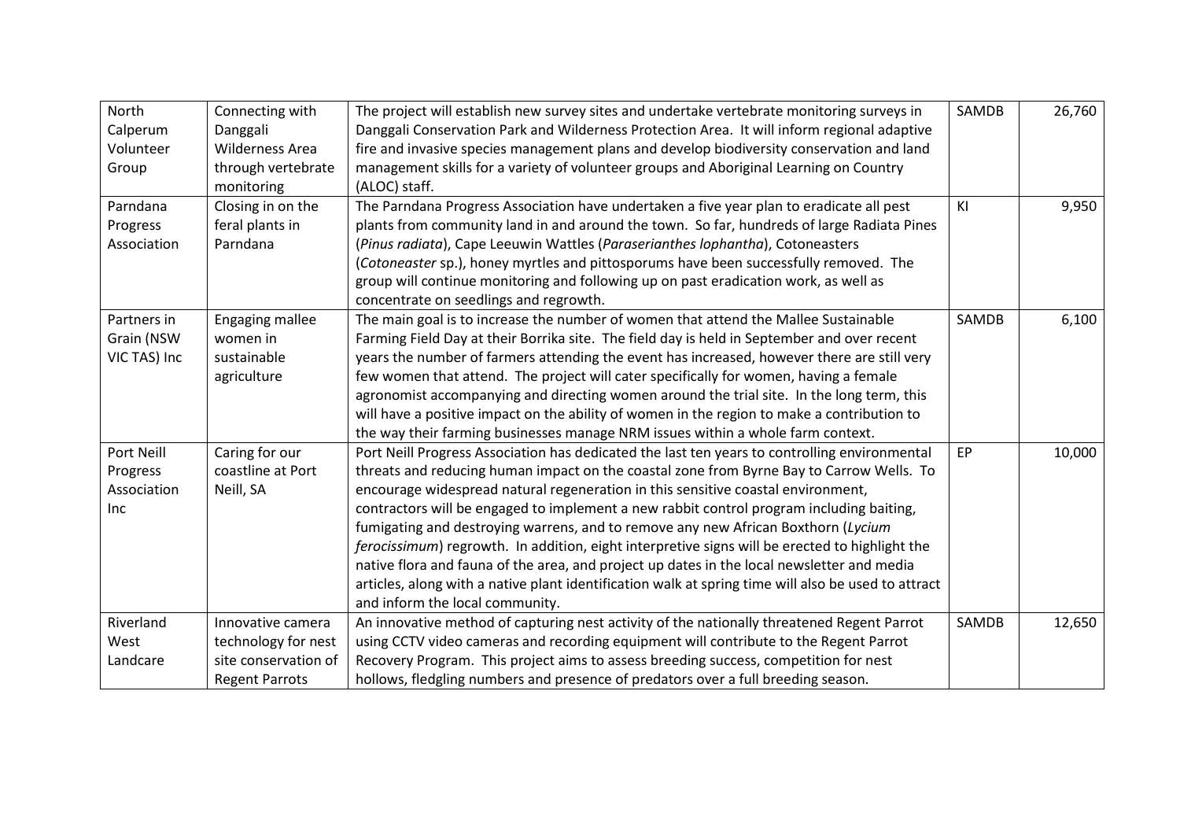| | | | | |
|---|---|---|---|---|
| North Calperum Volunteer Group | Connecting with Danggali Wilderness Area through vertebrate monitoring | The project will establish new survey sites and undertake vertebrate monitoring surveys in Danggali Conservation Park and Wilderness Protection Area. It will inform regional adaptive fire and invasive species management plans and develop biodiversity conservation and land management skills for a variety of volunteer groups and Aboriginal Learning on Country (ALOC) staff. | SAMDB | 26,760 |
| Parndana Progress Association | Closing in on the feral plants in Parndana | The Parndana Progress Association have undertaken a five year plan to eradicate all pest plants from community land in and around the town. So far, hundreds of large Radiata Pines (*Pinus radiata*), Cape Leeuwin Wattles (*Paraserianthes lophantha*), Cotoneasters (*Cotoneaster* sp.), honey myrtles and pittosporums have been successfully removed. The group will continue monitoring and following up on past eradication work, as well as concentrate on seedlings and regrowth. | KI | 9,950 |
| Partners in Grain (NSW VIC TAS) Inc | Engaging mallee women in sustainable agriculture | The main goal is to increase the number of women that attend the Mallee Sustainable Farming Field Day at their Borrika site. The field day is held in September and over recent years the number of farmers attending the event has increased, however there are still very few women that attend. The project will cater specifically for women, having a female agronomist accompanying and directing women around the trial site. In the long term, this will have a positive impact on the ability of women in the region to make a contribution to the way their farming businesses manage NRM issues within a whole farm context. | SAMDB | 6,100 |
| Port Neill Progress Association Inc | Caring for our coastline at Port Neill, SA | Port Neill Progress Association has dedicated the last ten years to controlling environmental threats and reducing human impact on the coastal zone from Byrne Bay to Carrow Wells. To encourage widespread natural regeneration in this sensitive coastal environment, contractors will be engaged to implement a new rabbit control program including baiting, fumigating and destroying warrens, and to remove any new African Boxthorn (*Lycium ferocissimum*) regrowth. In addition, eight interpretive signs will be erected to highlight the native flora and fauna of the area, and project up dates in the local newsletter and media articles, along with a native plant identification walk at spring time will also be used to attract and inform the local community. | EP | 10,000 |
| Riverland West Landcare | Innovative camera technology for nest site conservation of Regent Parrots | An innovative method of capturing nest activity of the nationally threatened Regent Parrot using CCTV video cameras and recording equipment will contribute to the Regent Parrot Recovery Program. This project aims to assess breeding success, competition for nest hollows, fledgling numbers and presence of predators over a full breeding season. | SAMDB | 12,650 |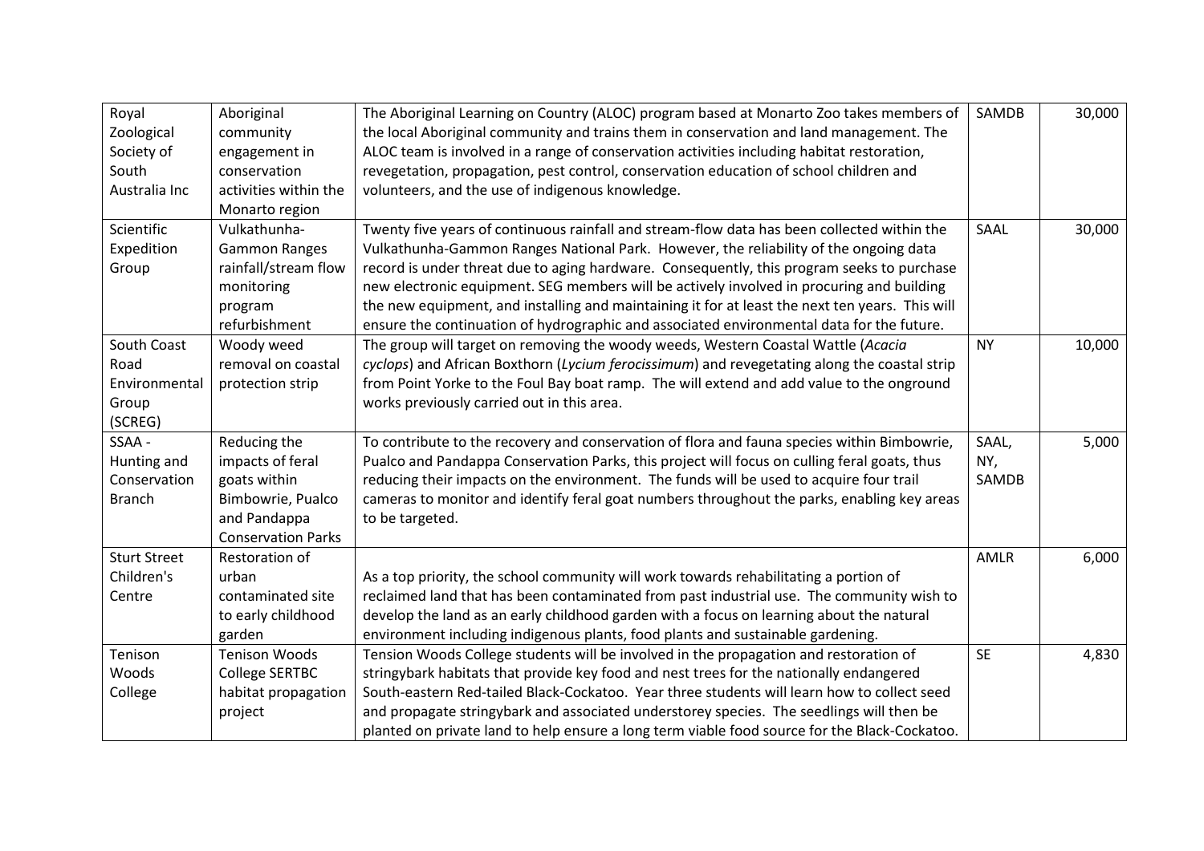| Royal Zoological Society of South Australia Inc | Aboriginal community engagement in conservation activities within the Monarto region | The Aboriginal Learning on Country (ALOC) program based at Monarto Zoo takes members of the local Aboriginal community and trains them in conservation and land management. The ALOC team is involved in a range of conservation activities including habitat restoration, revegetation, propagation, pest control, conservation education of school children and volunteers, and the use of indigenous knowledge. | SAMDB | 30,000 |
|---|---|---|---|---|
| Scientific Expedition Group | Vulkathunha-Gammon Ranges rainfall/stream flow monitoring program refurbishment | Twenty five years of continuous rainfall and stream-flow data has been collected within the Vulkathunha-Gammon Ranges National Park. However, the reliability of the ongoing data record is under threat due to aging hardware. Consequently, this program seeks to purchase new electronic equipment. SEG members will be actively involved in procuring and building the new equipment, and installing and maintaining it for at least the next ten years. This will ensure the continuation of hydrographic and associated environmental data for the future. | SAAL | 30,000 |
| South Coast Road Environmental Group (SCREG) | Woody weed removal on coastal protection strip | The group will target on removing the woody weeds, Western Coastal Wattle (*Acacia cyclops*) and African Boxthorn (*Lycium ferocissimum*) and revegetating along the coastal strip from Point Yorke to the Foul Bay boat ramp. The will extend and add value to the onground works previously carried out in this area. | NY | 10,000 |
| SSAA - Hunting and Conservation Branch | Reducing the impacts of feral goats within Bimbowrie, Pualco and Pandappa Conservation Parks | To contribute to the recovery and conservation of flora and fauna species within Bimbowrie, Pualco and Pandappa Conservation Parks, this project will focus on culling feral goats, thus reducing their impacts on the environment. The funds will be used to acquire four trail cameras to monitor and identify feral goat numbers throughout the parks, enabling key areas to be targeted. | SAAL, NY, SAMDB | 5,000 |
| Sturt Street Children's Centre | Restoration of urban contaminated site to early childhood garden | As a top priority, the school community will work towards rehabilitating a portion of reclaimed land that has been contaminated from past industrial use. The community wish to develop the land as an early childhood garden with a focus on learning about the natural environment including indigenous plants, food plants and sustainable gardening. | AMLR | 6,000 |
| Tenison Woods College | Tenison Woods College SERTBC habitat propagation project | Tension Woods College students will be involved in the propagation and restoration of stringybark habitats that provide key food and nest trees for the nationally endangered South-eastern Red-tailed Black-Cockatoo. Year three students will learn how to collect seed and propagate stringybark and associated understorey species. The seedlings will then be planted on private land to help ensure a long term viable food source for the Black-Cockatoo. | SE | 4,830 |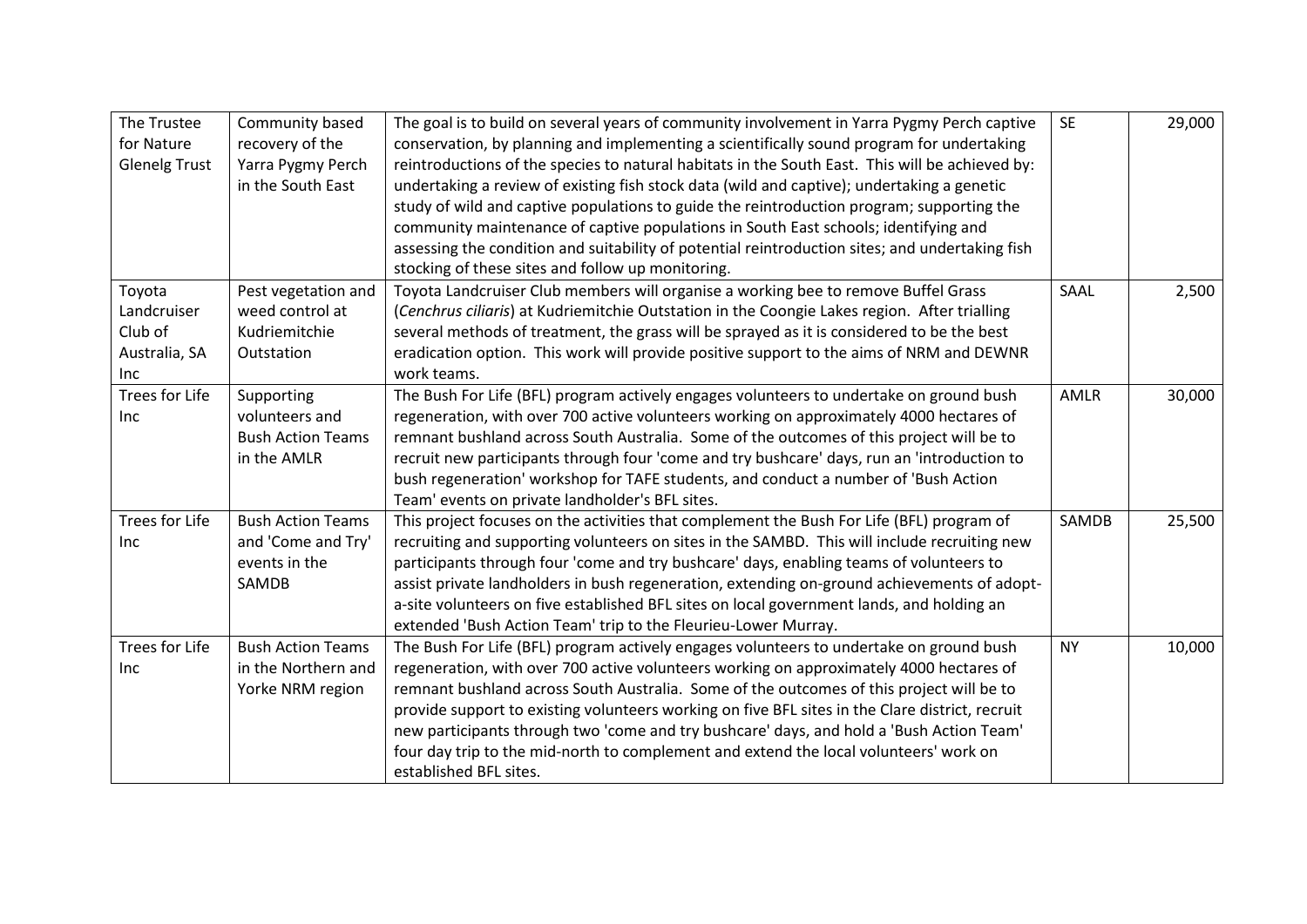| The Trustee for Nature Glenelg Trust | Community based recovery of the Yarra Pygmy Perch in the South East | The goal is to build on several years of community involvement in Yarra Pygmy Perch captive conservation, by planning and implementing a scientifically sound program for undertaking reintroductions of the species to natural habitats in the South East. This will be achieved by: undertaking a review of existing fish stock data (wild and captive); undertaking a genetic study of wild and captive populations to guide the reintroduction program; supporting the community maintenance of captive populations in South East schools; identifying and assessing the condition and suitability of potential reintroduction sites; and undertaking fish stocking of these sites and follow up monitoring. | SE | 29,000 |
|---|---|---|---|---|
| Toyota Landcruiser Club of Australia, SA Inc | Pest vegetation and weed control at Kudriemitchie Outstation | Toyota Landcruiser Club members will organise a working bee to remove Buffel Grass (*Cenchrus ciliaris*) at Kudriemitchie Outstation in the Coongie Lakes region. After trialling several methods of treatment, the grass will be sprayed as it is considered to be the best eradication option. This work will provide positive support to the aims of NRM and DEWNR work teams. | SAAL | 2,500 |
| Trees for Life Inc | Supporting volunteers and Bush Action Teams in the AMLR | The Bush For Life (BFL) program actively engages volunteers to undertake on ground bush regeneration, with over 700 active volunteers working on approximately 4000 hectares of remnant bushland across South Australia. Some of the outcomes of this project will be to recruit new participants through four 'come and try bushcare' days, run an 'introduction to bush regeneration' workshop for TAFE students, and conduct a number of 'Bush Action Team' events on private landholder's BFL sites. | AMLR | 30,000 |
| Trees for Life Inc | Bush Action Teams and 'Come and Try' events in the SAMDB | This project focuses on the activities that complement the Bush For Life (BFL) program of recruiting and supporting volunteers on sites in the SAMBD. This will include recruiting new participants through four 'come and try bushcare' days, enabling teams of volunteers to assist private landholders in bush regeneration, extending on-ground achievements of adopt-a-site volunteers on five established BFL sites on local government lands, and holding an extended 'Bush Action Team' trip to the Fleurieu-Lower Murray. | SAMDB | 25,500 |
| Trees for Life Inc | Bush Action Teams in the Northern and Yorke NRM region | The Bush For Life (BFL) program actively engages volunteers to undertake on ground bush regeneration, with over 700 active volunteers working on approximately 4000 hectares of remnant bushland across South Australia. Some of the outcomes of this project will be to provide support to existing volunteers working on five BFL sites in the Clare district, recruit new participants through two 'come and try bushcare' days, and hold a 'Bush Action Team' four day trip to the mid-north to complement and extend the local volunteers' work on established BFL sites. | NY | 10,000 |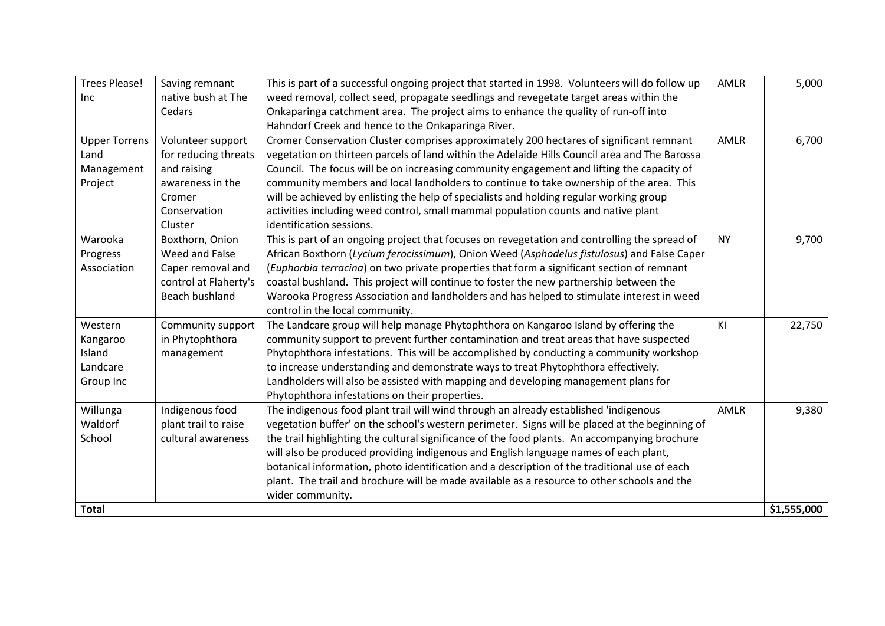| | | | | |
|---|---|---|---|---|
| Trees Please! Inc | Saving remnant native bush at The Cedars | This is part of a successful ongoing project that started in 1998. Volunteers will do follow up weed removal, collect seed, propagate seedlings and revegetate target areas within the Onkaparinga catchment area. The project aims to enhance the quality of run-off into Hahndorf Creek and hence to the Onkaparinga River. | AMLR | 5,000 |
| Upper Torrens Land Management Project | Volunteer support for reducing threats and raising awareness in the Cromer Conservation Cluster | Cromer Conservation Cluster comprises approximately 200 hectares of significant remnant vegetation on thirteen parcels of land within the Adelaide Hills Council area and The Barossa Council. The focus will be on increasing community engagement and lifting the capacity of community members and local landholders to continue to take ownership of the area. This will be achieved by enlisting the help of specialists and holding regular working group activities including weed control, small mammal population counts and native plant identification sessions. | AMLR | 6,700 |
| Warooka Progress Association | Boxthorn, Onion Weed and False Caper removal and control at Flaherty's Beach bushland | This is part of an ongoing project that focuses on revegetation and controlling the spread of African Boxthorn (*Lycium ferocissimum*), Onion Weed (*Asphodelus fistulosus*) and False Caper (*Euphorbia terracina*) on two private properties that form a significant section of remnant coastal bushland. This project will continue to foster the new partnership between the Warooka Progress Association and landholders and has helped to stimulate interest in weed control in the local community. | NY | 9,700 |
| Western Kangaroo Island Landcare Group Inc | Community support in Phytophthora management | The Landcare group will help manage Phytophthora on Kangaroo Island by offering the community support to prevent further contamination and treat areas that have suspected Phytophthora infestations. This will be accomplished by conducting a community workshop to increase understanding and demonstrate ways to treat Phytophthora effectively. Landholders will also be assisted with mapping and developing management plans for Phytophthora infestations on their properties. | KI | 22,750 |
| Willunga Waldorf School | Indigenous food plant trail to raise cultural awareness | The indigenous food plant trail will wind through an already established 'indigenous vegetation buffer' on the school's western perimeter. Signs will be placed at the beginning of the trail highlighting the cultural significance of the food plants. An accompanying brochure will also be produced providing indigenous and English language names of each plant, botanical information, photo identification and a description of the traditional use of each plant. The trail and brochure will be made available as a resource to other schools and the wider community. | AMLR | 9,380 |
| **Total** | | | | **$1,555,000** |